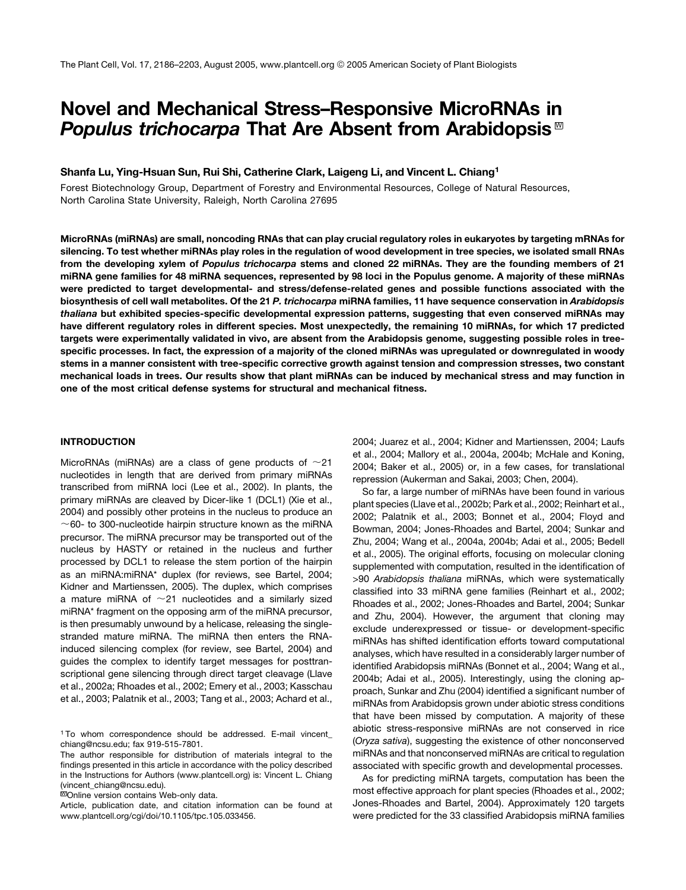# Novel and Mechanical Stress–Responsive MicroRNAs in *Populus trichocarpa* That Are Absent from Arabidopsis

**Shanfa Lu, Ying-Hsuan Sun, Rui Shi, Catherine Clark, Laigeng Li, and Vincent L. Chiang[1]**

Forest Biotechnology Group, Department of Forestry and Environmental Resources, College of Natural Resources, North Carolina State University, Raleigh, North Carolina 27695

**MicroRNAs (miRNAs) are small, noncoding RNAs that can play crucial regulatory roles in eukaryotes by targeting mRNAs for silencing. To test whether miRNAs play roles in the regulation of wood development in tree species, we isolated small RNAs from the developing xylem of *Populus trichocarpa* stems and cloned 22 miRNAs. They are the founding members of 21 miRNA gene families for 48 miRNA sequences, represented by 98 loci in the Populus genome. A majority of these miRNAs were predicted to target developmental- and stress/defense-related genes and possible functions associated with the biosynthesis of cell wall metabolites. Of the 21 *P. trichocarpa* miRNA families, 11 have sequence conservation in *Arabidopsis thaliana* but exhibited species-specific developmental expression patterns, suggesting that even conserved miRNAs may have different regulatory roles in different species. Most unexpectedly, the remaining 10 miRNAs, for which 17 predicted targets were experimentally validated in vivo, are absent from the Arabidopsis genome, suggesting possible roles in tree-specific processes. In fact, the expression of a majority of the cloned miRNAs was upregulated or downregulated in woody stems in a manner consistent with tree-specific corrective growth against tension and compression stresses, two constant mechanical loads in trees. Our results show that plant miRNAs can be induced by mechanical stress and may function in one of the most critical defense systems for structural and mechanical fitness.**

## INTRODUCTION

MicroRNAs (miRNAs) are a class of gene products of ~21 nucleotides in length that are derived from primary miRNAs transcribed from miRNA loci (Lee et al., 2002). In plants, the primary miRNAs are cleaved by Dicer-like 1 (DCL1) (Xie et al., 2004) and possibly other proteins in the nucleus to produce an ~60- to 300-nucleotide hairpin structure known as the miRNA precursor. The miRNA precursor may be transported out of the nucleus by HASTY or retained in the nucleus and further processed by DCL1 to release the stem portion of the hairpin as an miRNA:miRNA* duplex (for reviews, see Bartel, 2004; Kidner and Martienssen, 2005). The duplex, which comprises a mature miRNA of ~21 nucleotides and a similarly sized miRNA* fragment on the opposing arm of the miRNA precursor, is then presumably unwound by a helicase, releasing the single-stranded mature miRNA. The miRNA then enters the RNA-induced silencing complex (for review, see Bartel, 2004) and guides the complex to identify target messages for posttranscriptional gene silencing through direct target cleavage (Llave et al., 2002a; Rhoades et al., 2002; Emery et al., 2003; Kasschau et al., 2003; Palatnik et al., 2003; Tang et al., 2003; Achard et al., 2004; Juarez et al., 2004; Kidner and Martienssen, 2004; Laufs et al., 2004; Mallory et al., 2004a, 2004b; McHale and Koning, 2004; Baker et al., 2005) or, in a few cases, for translational repression (Aukerman and Sakai, 2003; Chen, 2004).

So far, a large number of miRNAs have been found in various plant species (Llave et al., 2002b; Park et al., 2002; Reinhart et al., 2002; Palatnik et al., 2003; Bonnet et al., 2004; Floyd and Bowman, 2004; Jones-Rhoades and Bartel, 2004; Sunkar and Zhu, 2004; Wang et al., 2004a, 2004b; Adai et al., 2005; Bedell et al., 2005). The original efforts, focusing on molecular cloning supplemented with computation, resulted in the identification of >90 *Arabidopsis thaliana* miRNAs, which were systematically classified into 33 miRNA gene families (Reinhart et al., 2002; Rhoades et al., 2002; Jones-Rhoades and Bartel, 2004; Sunkar and Zhu, 2004). However, the argument that cloning may exclude underexpressed or tissue- or development-specific miRNAs has shifted identification efforts toward computational analyses, which have resulted in a considerably larger number of identified Arabidopsis miRNAs (Bonnet et al., 2004; Wang et al., 2004b; Adai et al., 2005). Interestingly, using the cloning approach, Sunkar and Zhu (2004) identified a significant number of miRNAs from Arabidopsis grown under abiotic stress conditions that have been missed by computation. A majority of these abiotic stress-responsive miRNAs are not conserved in rice (*Oryza sativa*), suggesting the existence of other nonconserved miRNAs and that nonconserved miRNAs are critical to regulation associated with specific growth and developmental processes.

As for predicting miRNA targets, computation has been the most effective approach for plant species (Rhoades et al., 2002; Jones-Rhoades and Bartel, 2004). Approximately 120 targets were predicted for the 33 classified Arabidopsis miRNA families

---

[1] To whom correspondence should be addressed. E-mail vincent_chiang@ncsu.edu; fax 919-515-7801.

The author responsible for distribution of materials integral to the findings presented in this article in accordance with the policy described in the Instructions for Authors (www.plantcell.org) is: Vincent L. Chiang (vincent_chiang@ncsu.edu).

[W] Online version contains Web-only data.

Article, publication date, and citation information can be found at www.plantcell.org/cgi/doi/10.1105/tpc.105.033456.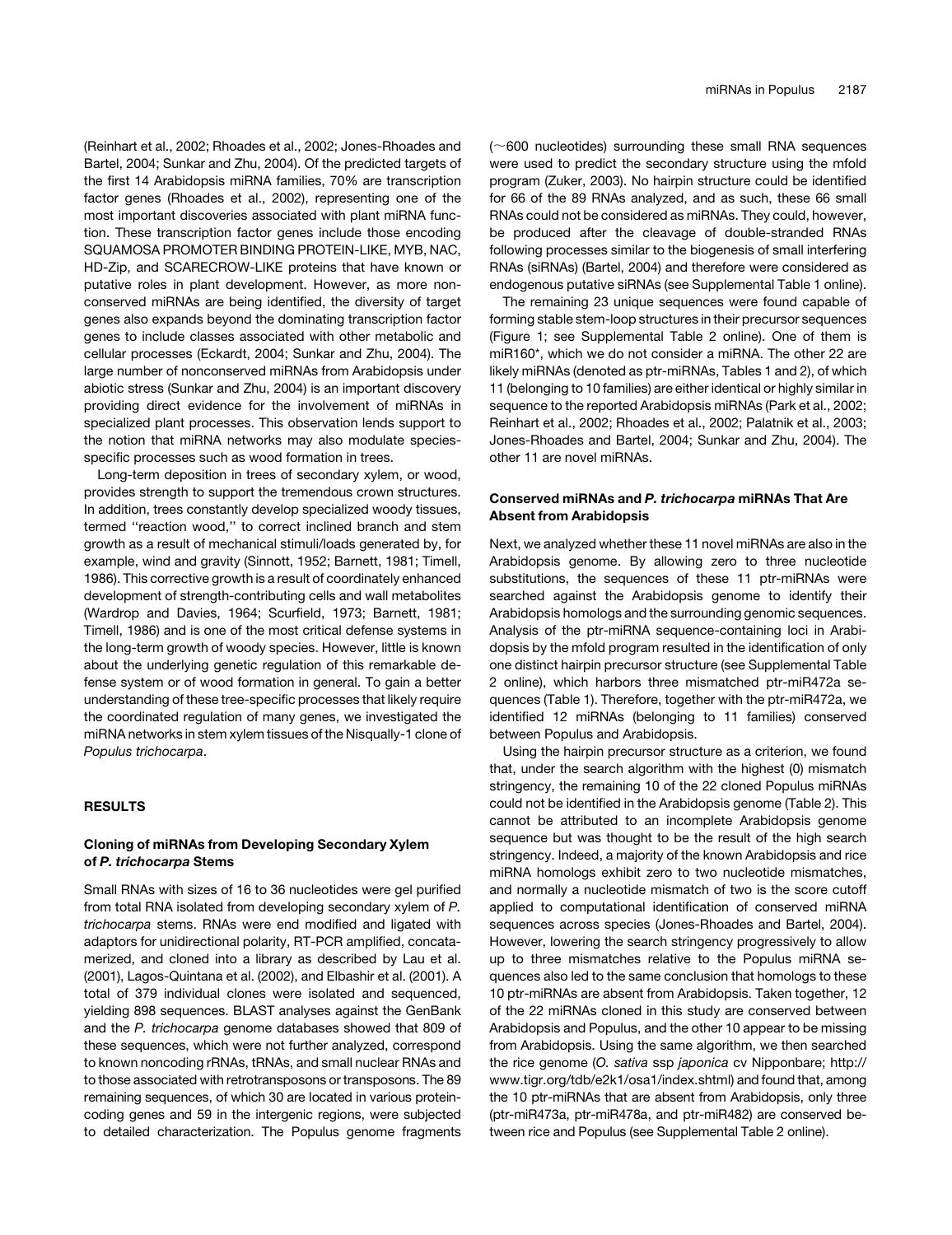(Reinhart et al., 2002; Rhoades et al., 2002; Jones-Rhoades and Bartel, 2004; Sunkar and Zhu, 2004). Of the predicted targets of the first 14 Arabidopsis miRNA families, 70% are transcription factor genes (Rhoades et al., 2002), representing one of the most important discoveries associated with plant miRNA function. These transcription factor genes include those encoding SQUAMOSA PROMOTER BINDING PROTEIN-LIKE, MYB, NAC, HD-Zip, and SCARECROW-LIKE proteins that have known or putative roles in plant development. However, as more nonconserved miRNAs are being identified, the diversity of target genes also expands beyond the dominating transcription factor genes to include classes associated with other metabolic and cellular processes (Eckardt, 2004; Sunkar and Zhu, 2004). The large number of nonconserved miRNAs from Arabidopsis under abiotic stress (Sunkar and Zhu, 2004) is an important discovery providing direct evidence for the involvement of miRNAs in specialized plant processes. This observation lends support to the notion that miRNA networks may also modulate species-specific processes such as wood formation in trees.

Long-term deposition in trees of secondary xylem, or wood, provides strength to support the tremendous crown structures. In addition, trees constantly develop specialized woody tissues, termed "reaction wood," to correct inclined branch and stem growth as a result of mechanical stimuli/loads generated by, for example, wind and gravity (Sinnott, 1952; Barnett, 1981; Timell, 1986). This corrective growth is a result of coordinately enhanced development of strength-contributing cells and wall metabolites (Wardrop and Davies, 1964; Scurfield, 1973; Barnett, 1981; Timell, 1986) and is one of the most critical defense systems in the long-term growth of woody species. However, little is known about the underlying genetic regulation of this remarkable defense system or of wood formation in general. To gain a better understanding of these tree-specific processes that likely require the coordinated regulation of many genes, we investigated the miRNA networks in stem xylem tissues of the Nisqually-1 clone of *Populus trichocarpa*.

## RESULTS

### Cloning of miRNAs from Developing Secondary Xylem of *P. trichocarpa* Stems

Small RNAs with sizes of 16 to 36 nucleotides were gel purified from total RNA isolated from developing secondary xylem of *P. trichocarpa* stems. RNAs were end modified and ligated with adaptors for unidirectional polarity, RT-PCR amplified, concatamerized, and cloned into a library as described by Lau et al. (2001), Lagos-Quintana et al. (2002), and Elbashir et al. (2001). A total of 379 individual clones were isolated and sequenced, yielding 898 sequences. BLAST analyses against the GenBank and the *P. trichocarpa* genome databases showed that 809 of these sequences, which were not further analyzed, correspond to known noncoding rRNAs, tRNAs, and small nuclear RNAs and to those associated with retrotransposons or transposons. The 89 remaining sequences, of which 30 are located in various protein-coding genes and 59 in the intergenic regions, were subjected to detailed characterization. The Populus genome fragments (~600 nucleotides) surrounding these small RNA sequences were used to predict the secondary structure using the mfold program (Zuker, 2003). No hairpin structure could be identified for 66 of the 89 RNAs analyzed, and as such, these 66 small RNAs could not be considered as miRNAs. They could, however, be produced after the cleavage of double-stranded RNAs following processes similar to the biogenesis of small interfering RNAs (siRNAs) (Bartel, 2004) and therefore were considered as endogenous putative siRNAs (see Supplemental Table 1 online).

The remaining 23 unique sequences were found capable of forming stable stem-loop structures in their precursor sequences (Figure 1; see Supplemental Table 2 online). One of them is miR160*, which we do not consider a miRNA. The other 22 are likely miRNAs (denoted as ptr-miRNAs, Tables 1 and 2), of which 11 (belonging to 10 families) are either identical or highly similar in sequence to the reported Arabidopsis miRNAs (Park et al., 2002; Reinhart et al., 2002; Rhoades et al., 2002; Palatnik et al., 2003; Jones-Rhoades and Bartel, 2004; Sunkar and Zhu, 2004). The other 11 are novel miRNAs.

### Conserved miRNAs and *P. trichocarpa* miRNAs That Are Absent from Arabidopsis

Next, we analyzed whether these 11 novel miRNAs are also in the Arabidopsis genome. By allowing zero to three nucleotide substitutions, the sequences of these 11 ptr-miRNAs were searched against the Arabidopsis genome to identify their Arabidopsis homologs and the surrounding genomic sequences. Analysis of the ptr-miRNA sequence-containing loci in Arabidopsis by the mfold program resulted in the identification of only one distinct hairpin precursor structure (see Supplemental Table 2 online), which harbors three mismatched ptr-miR472a sequences (Table 1). Therefore, together with the ptr-miR472a, we identified 12 miRNAs (belonging to 11 families) conserved between Populus and Arabidopsis.

Using the hairpin precursor structure as a criterion, we found that, under the search algorithm with the highest (0) mismatch stringency, the remaining 10 of the 22 cloned Populus miRNAs could not be identified in the Arabidopsis genome (Table 2). This cannot be attributed to an incomplete Arabidopsis genome sequence but was thought to be the result of the high search stringency. Indeed, a majority of the known Arabidopsis and rice miRNA homologs exhibit zero to two nucleotide mismatches, and normally a nucleotide mismatch of two is the score cutoff applied to computational identification of conserved miRNA sequences across species (Jones-Rhoades and Bartel, 2004). However, lowering the search stringency progressively to allow up to three mismatches relative to the Populus miRNA sequences also led to the same conclusion that homologs to these 10 ptr-miRNAs are absent from Arabidopsis. Taken together, 12 of the 22 miRNAs cloned in this study are conserved between Arabidopsis and Populus, and the other 10 appear to be missing from Arabidopsis. Using the same algorithm, we then searched the rice genome (*O. sativa* ssp *japonica* cv Nipponbare; http://www.tigr.org/tdb/e2k1/osa1/index.shtml) and found that, among the 10 ptr-miRNAs that are absent from Arabidopsis, only three (ptr-miR473a, ptr-miR478a, and ptr-miR482) are conserved between rice and Populus (see Supplemental Table 2 online).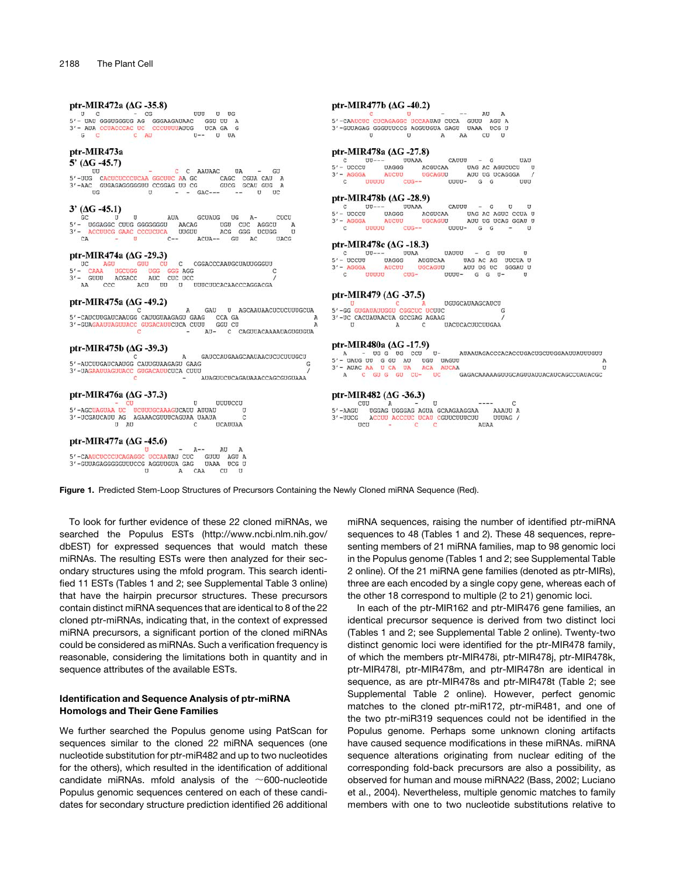ptr-MIR472a (ΔG -35.8)

```
   U  C         -  CG            UUU   U  UG
5'- UAU GGGUGGGUG AG  GGGAAGAUAAC  GGU UU  A
3'- AUA CCUACCCAC UC  CCCUUUUAUUG  UCA GA  G
   G  C         C  AU            U--   U  UA
```

ptr-MIR473a

5' (ΔG -45.7)

```
     UU                 -     C  C  AAUAAC    UA    -   GU
5'-UUG  CACUCUCCCUCAA GGCUUC AA GC       CAGC  CGUA CAU  A
3'-AAC  GUGAGAGGGGGUU CCGGAG UU CG       GUCG  GCAU GUG  A
     UG                 U     -  -  GAC---    --    U   UC
```

3' (ΔG -45.1)

```
   GC       U    U          AUA      GCUAUG   UG   A-    CUCU
5'-  UGGAGGC CUUG GGGGGGGU   AACAG       UGU  CUC  AGGCU    A
3'-  ACCUUCG GAAC CCCUCUCA   UUGUU       ACG  GGG  UCUGG    U
   CA       -    U          C--      ACUA--   GU   AC    UACG
```

ptr-MIR474a (ΔG -29.3)

```
   UC    AGU     GUU   CU    C   CGGACCCAAUGCUAUUGGGUU
5'-  CAAA   UGCUGG   UGG  GGG AGG                     C
3'-  GUUU   ACGACC   AUC  CUC UCC                     /
   AA    CCC     ACU   UU    U   UUUCUUCACAACCCAGGACGA
```

ptr-MIR475a (ΔG -49.2)

```
                 C                 A    GAU   U  AGCAAUAACUCUCUUUGCUA
5'-CAUCUUGAUCAAUGG CAUUGUAAGAGU GAAG    CCA GA                    A
3'-GUAGAAUUAGUUACC GUGACAUUCUCA CUUU    GGU CU                    A
                 C                 -    AU-   C  CAGUUACAAAAUAGUGUGUA
```

ptr-MIR475b (ΔG -39.3)

```
                 C              A    GAUCCAUGAAGCAAUAACUCUCUUUGCU
5'-AUCUUGAUCAAUGG CAUUGUAAGAGU GAAG                             G
3'-UAGAAUUAGUUACC GUGACAUUCUCA CUUU                             /
                 C              -    AUAGUUCUCAGAUAAACCAGCGUGUAAA
```

ptr-MIR476a (ΔG -37.3)

```
          -   CU                      U     UUUUCCU
5'-AGCUAGUAA UC  UCUUUGCAAAGUCAUU AUUAU        U
3'-UCGAUCAUU AG  AGAAACGUUUCAGUAA UAAUA        C
          U   AU                      C     UCAUUAA
```

ptr-MIR477a (ΔG -45.6)

```
                  U            -   A--    AU   A
5'-CAAUCUCCCUCAGAGGC UCCAAUAU CUC   GUUU  AGU A
3'-GUUAGAGGGGGUUUCCG AGGUUGUA GAG   UAAA  UCG U
                  U            A   CAA    CU   U
```

ptr-MIR477b (ΔG -40.2)

```
          C           U             -    --    AU   A
5'-CAAUCUC CUCAGAGGC UCCAAUAU CUCA  GUUU  AGU A
3'-GUUAGAG GGGUUUCCG AGGUUGUA GAGU  UAAA  UCG U
          U           U             A    AA    CU   U
```

ptr-MIR478a (ΔG -27.8)

```
   C     UU---   UUAAA       CAUUU    -  G        UAU
5'- UCCCU     UAGGG     ACGUCAA     UAG AC AGUCUCU   U
3'- AGGGA     AUCUU     UGCAGUU     AUU UG UCAGGGA   /
   C     UUUUU   CUG--       UUUU-    G  G        UUU
```

ptr-MIR478b (ΔG -28.9)

```
   C     UU---   UUAAA       CAUUU    -  G    U    U
5'- UCCCU     UAGGG     ACGUCAA     UAG AC AGUC CCUA U
3'- AGGGA     AUCUU     UGCAGUU     AUU UG UCAG GGAU U
   C     UUUUU   CUG--       UUUU-    G  G    -    U
```

ptr-MIR478c (ΔG -18.3)

```
   C     UU---   UUAA       UAUUU   -  G  UU     U
5'- UCCUU     UAGGG    AUGUCAA     UAG AC AG  UUCUA U
3'- AGGGA     AUCUU    UGCAGUU     AUU UG UC  GGGAU U
   C     UUUUU   CUG-       UUUU-   G  G  U-     U
```

ptr-MIR479 (ΔG -37.5)

```
    U           C       A     UGUGCAUAAGCAUCU
5'-GG GUGAUAUUGGU CGGCUC UCUUC               G
3'-UC CACUAUAACUA GCCGAG AGAAG               /
    U           A       C     UACUCACUUCUUGAA
```

ptr-MIR480a (ΔG -17.9)

```
   A    -  UG G  UG  CCU  U-     AUAAUAGACCCACACCUGACUGCUUGGAAUUAUUUGUU
5'- UAUG UU  G GU  AU   UGU  UAGUU                                     A
3'- AUAC AA  U CA  UA   ACA  AUCAA                                     U
   A    C  GU G  GU  CU-  UC     GAGACAAAAAGUUGCAGUUAUUACAUCAGCCUAUACGC
```

ptr-MIR482 (ΔG -36.3)

```
     CUU      A      -    U           ----      C
5'-AAGU   UGGAG UGGGAG AGUA GCAAGAAGGAA    AAAUU A
3'-UUCG   ACCUU ACCCUC UCAU CGUUCUUUCUU    UUUAG /
     UCU      -      C    C           AUAA
```

**Figure 1.** Predicted Stem-Loop Structures of Precursors Containing the Newly Cloned miRNA Sequence (Red).

To look for further evidence of these 22 cloned miRNAs, we searched the Populus ESTs (http://www.ncbi.nlm.nih.gov/dbEST) for expressed sequences that would match these miRNAs. The resulting ESTs were then analyzed for their secondary structures using the mfold program. This search identified 11 ESTs (Tables 1 and 2; see Supplemental Table 3 online) that have the hairpin precursor structures. These precursors contain distinct miRNA sequences that are identical to 8 of the 22 cloned ptr-miRNAs, indicating that, in the context of expressed miRNA precursors, a significant portion of the cloned miRNAs could be considered as miRNAs. Such a verification frequency is reasonable, considering the limitations both in quantity and in sequence attributes of the available ESTs.

### Identification and Sequence Analysis of ptr-miRNA Homologs and Their Gene Families

We further searched the Populus genome using PatScan for sequences similar to the cloned 22 miRNA sequences (one nucleotide substitution for ptr-miR482 and up to two nucleotides for the others), which resulted in the identification of additional candidate miRNAs. mfold analysis of the ~600-nucleotide Populus genomic sequences centered on each of these candidates for secondary structure prediction identified 26 additional miRNA sequences, raising the number of identified ptr-miRNA sequences to 48 (Tables 1 and 2). These 48 sequences, representing members of 21 miRNA families, map to 98 genomic loci in the Populus genome (Tables 1 and 2; see Supplemental Table 2 online). Of the 21 miRNA gene families (denoted as ptr-MIRs), three are each encoded by a single copy gene, whereas each of the other 18 correspond to multiple (2 to 21) genomic loci.

In each of the ptr-MIR162 and ptr-MIR476 gene families, an identical precursor sequence is derived from two distinct loci (Tables 1 and 2; see Supplemental Table 2 online). Twenty-two distinct genomic loci were identified for the ptr-MIR478 family, of which the members ptr-MIR478i, ptr-MIR478j, ptr-MIR478k, ptr-MIR478l, ptr-MIR478m, and ptr-MIR478n are identical in sequence, as are ptr-MIR478s and ptr-MIR478t (Table 2; see Supplemental Table 2 online). However, perfect genomic matches to the cloned ptr-miR172, ptr-miR481, and one of the two ptr-miR319 sequences could not be identified in the Populus genome. Perhaps some unknown cloning artifacts have caused sequence modifications in these miRNAs. miRNA sequence alterations originating from nuclear editing of the corresponding fold-back precursors are also a possibility, as observed for human and mouse miRNA22 (Bass, 2002; Luciano et al., 2004). Nevertheless, multiple genomic matches to family members with one to two nucleotide substitutions relative to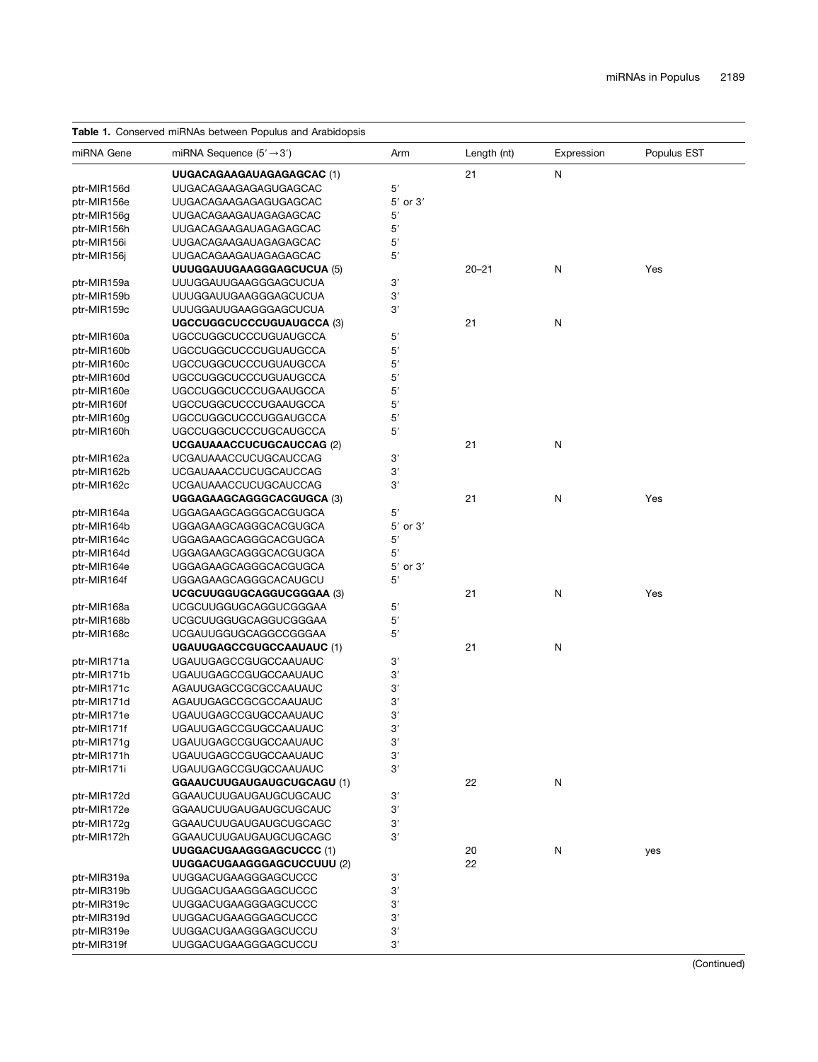**Table 1.** Conserved miRNAs between Populus and Arabidopsis

| miRNA Gene | miRNA Sequence (5′→3′) | Arm | Length (nt) | Expression | Populus EST |
|---|---|---|---|---|---|
| | **UUGACAGAAGAUAGAGAGCAC** (1) | | 21 | N | |
| ptr-MIR156d | UUGACAGAAGAGAGUGAGCAC | 5′ | | | |
| ptr-MIR156e | UUGACAGAAGAGAGUGAGCAC | 5′ or 3′ | | | |
| ptr-MIR156g | UUGACAGAAGAUAGAGAGCAC | 5′ | | | |
| ptr-MIR156h | UUGACAGAAGAUAGAGAGCAC | 5′ | | | |
| ptr-MIR156i | UUGACAGAAGAUAGAGAGCAC | 5′ | | | |
| ptr-MIR156j | UUGACAGAAGAUAGAGAGCAC | 5′ | | | |
| | **UUUGGAUUGAAGGGAGCUCUA** (5) | | 20–21 | N | Yes |
| ptr-MIR159a | UUUGGAUUGAAGGGAGCUCUA | 3′ | | | |
| ptr-MIR159b | UUUGGAUUGAAGGGAGCUCUA | 3′ | | | |
| ptr-MIR159c | UUUGGAUUGAAGGGAGCUCUA | 3′ | | | |
| | **UGCCUGGCUCCCUGUAUGCCA** (3) | | 21 | N | |
| ptr-MIR160a | UGCCUGGCUCCCUGUAUGCCA | 5′ | | | |
| ptr-MIR160b | UGCCUGGCUCCCUGUAUGCCA | 5′ | | | |
| ptr-MIR160c | UGCCUGGCUCCCUGUAUGCCA | 5′ | | | |
| ptr-MIR160d | UGCCUGGCUCCCUGUAUGCCA | 5′ | | | |
| ptr-MIR160e | UGCCUGGCUCCCUGAAUGCCA | 5′ | | | |
| ptr-MIR160f | UGCCUGGCUCCCUGAAUGCCA | 5′ | | | |
| ptr-MIR160g | UGCCUGGCUCCCUGGAUGCCA | 5′ | | | |
| ptr-MIR160h | UGCCUGGCUCCCUGCAUGCCA | 5′ | | | |
| | **UCGAUAAACCUCUGCAUCCAG** (2) | | 21 | N | |
| ptr-MIR162a | UCGAUAAACCUCUGCAUCCAG | 3′ | | | |
| ptr-MIR162b | UCGAUAAACCUCUGCAUCCAG | 3′ | | | |
| ptr-MIR162c | UCGAUAAACCUCUGCAUCCAG | 3′ | | | |
| | **UGGAGAAGCAGGGCACGUGCA** (3) | | 21 | N | Yes |
| ptr-MIR164a | UGGAGAAGCAGGGCACGUGCA | 5′ | | | |
| ptr-MIR164b | UGGAGAAGCAGGGCACGUGCA | 5′ or 3′ | | | |
| ptr-MIR164c | UGGAGAAGCAGGGCACGUGCA | 5′ | | | |
| ptr-MIR164d | UGGAGAAGCAGGGCACGUGCA | 5′ | | | |
| ptr-MIR164e | UGGAGAAGCAGGGCACGUGCA | 5′ or 3′ | | | |
| ptr-MIR164f | UGGAGAAGCAGGGCACAUGCU | 5′ | | | |
| | **UCGCUUGGUGCAGGUCGGGAA** (3) | | 21 | N | Yes |
| ptr-MIR168a | UCGCUUGGUGCAGGUCGGGAA | 5′ | | | |
| ptr-MIR168b | UCGCUUGGUGCAGGUCGGGAA | 5′ | | | |
| ptr-MIR168c | UCGAUUGGUGCAGGCCGGGAA | 5′ | | | |
| | **UGAUUGAGCCGUGCCAAUAUC** (1) | | 21 | N | |
| ptr-MIR171a | UGAUUGAGCCGUGCCAAUAUC | 3′ | | | |
| ptr-MIR171b | UGAUUGAGCCGUGCCAAUAUC | 3′ | | | |
| ptr-MIR171c | AGAUUGAGCCGCGCCAAUAUC | 3′ | | | |
| ptr-MIR171d | AGAUUGAGCCGCGCCAAUAUC | 3′ | | | |
| ptr-MIR171e | UGAUUGAGCCGUGCCAAUAUC | 3′ | | | |
| ptr-MIR171f | UGAUUGAGCCGUGCCAAUAUC | 3′ | | | |
| ptr-MIR171g | UGAUUGAGCCGUGCCAAUAUC | 3′ | | | |
| ptr-MIR171h | UGAUUGAGCCGUGCCAAUAUC | 3′ | | | |
| ptr-MIR171i | UGAUUGAGCCGUGCCAAUAUC | 3′ | | | |
| | **GGAAUCUUGAUGAUGCUGCAGU** (1) | | 22 | N | |
| ptr-MIR172d | GGAAUCUUGAUGAUGCUGCAUC | 3′ | | | |
| ptr-MIR172e | GGAAUCUUGAUGAUGCUGCAUC | 3′ | | | |
| ptr-MIR172g | GGAAUCUUGAUGAUGCUGCAGC | 3′ | | | |
| ptr-MIR172h | GGAAUCUUGAUGAUGCUGCAGC | 3′ | | | |
| | **UUGGACUGAAGGGAGCUCCC** (1) | | 20 | N | yes |
| | **UUGGACUGAAGGGAGCUCCUUU** (2) | | 22 | | |
| ptr-MIR319a | UUGGACUGAAGGGAGCUCCC | 3′ | | | |
| ptr-MIR319b | UUGGACUGAAGGGAGCUCCC | 3′ | | | |
| ptr-MIR319c | UUGGACUGAAGGGAGCUCCC | 3′ | | | |
| ptr-MIR319d | UUGGACUGAAGGGAGCUCCC | 3′ | | | |
| ptr-MIR319e | UUGGACUGAAGGGAGCUCCU | 3′ | | | |
| ptr-MIR319f | UUGGACUGAAGGGAGCUCCU | 3′ | | | |

(Continued)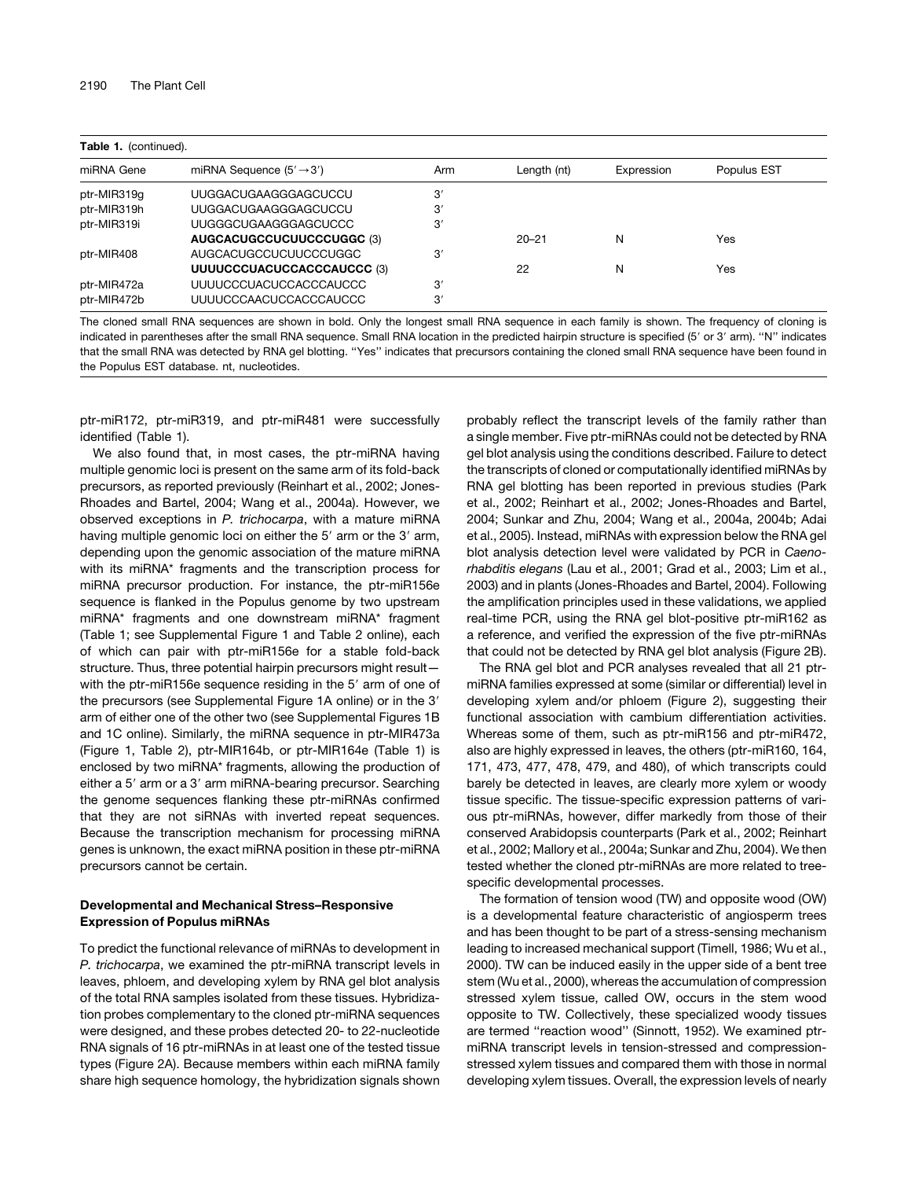**Table 1.** (continued).

| miRNA Gene | miRNA Sequence (5′→3′) | Arm | Length (nt) | Expression | Populus EST |
|---|---|---|---|---|---|
| ptr-MIR319g | UUGGACUGAAGGGAGCUCCU | 3′ | | | |
| ptr-MIR319h | UUGGACUGAAGGGAGCUCCU | 3′ | | | |
| ptr-MIR319i | UUGGGCUGAAGGGAGCUCCC | 3′ | | | |
| | **AUGCACUGCCUCUUCCCUGGC** (3) | | 20–21 | N | Yes |
| ptr-MIR408 | AUGCACUGCCUCUUCCCUGGC | 3′ | | | |
| | **UUUUCCCUACUCCACCCAUCCC** (3) | | 22 | N | Yes |
| ptr-MIR472a | UUUUCCCUACUCCACCCAUCCC | 3′ | | | |
| ptr-MIR472b | UUUUCCCAACUCCACCCAUCCC | 3′ | | | |

The cloned small RNA sequences are shown in bold. Only the longest small RNA sequence in each family is shown. The frequency of cloning is indicated in parentheses after the small RNA sequence. Small RNA location in the predicted hairpin structure is specified (5′ or 3′ arm). "N" indicates that the small RNA was detected by RNA gel blotting. "Yes" indicates that precursors containing the cloned small RNA sequence have been found in the Populus EST database. nt, nucleotides.

ptr-miR172, ptr-miR319, and ptr-miR481 were successfully identified (Table 1).

We also found that, in most cases, the ptr-miRNA having multiple genomic loci is present on the same arm of its fold-back precursors, as reported previously (Reinhart et al., 2002; Jones-Rhoades and Bartel, 2004; Wang et al., 2004a). However, we observed exceptions in *P. trichocarpa*, with a mature miRNA having multiple genomic loci on either the 5′ arm or the 3′ arm, depending upon the genomic association of the mature miRNA with its miRNA* fragments and the transcription process for miRNA precursor production. For instance, the ptr-miR156e sequence is flanked in the Populus genome by two upstream miRNA* fragments and one downstream miRNA* fragment (Table 1; see Supplemental Figure 1 and Table 2 online), each of which can pair with ptr-miR156e for a stable fold-back structure. Thus, three potential hairpin precursors might result—with the ptr-miR156e sequence residing in the 5′ arm of one of the precursors (see Supplemental Figure 1A online) or in the 3′ arm of either one of the other two (see Supplemental Figures 1B and 1C online). Similarly, the miRNA sequence in ptr-MIR473a (Figure 1, Table 2), ptr-MIR164b, or ptr-MIR164e (Table 1) is enclosed by two miRNA* fragments, allowing the production of either a 5′ arm or a 3′ arm miRNA-bearing precursor. Searching the genome sequences flanking these ptr-miRNAs confirmed that they are not siRNAs with inverted repeat sequences. Because the transcription mechanism for processing miRNA genes is unknown, the exact miRNA position in these ptr-miRNA precursors cannot be certain.

### Developmental and Mechanical Stress–Responsive Expression of Populus miRNAs

To predict the functional relevance of miRNAs to development in *P. trichocarpa*, we examined the ptr-miRNA transcript levels in leaves, phloem, and developing xylem by RNA gel blot analysis of the total RNA samples isolated from these tissues. Hybridization probes complementary to the cloned ptr-miRNA sequences were designed, and these probes detected 20- to 22-nucleotide RNA signals of 16 ptr-miRNAs in at least one of the tested tissue types (Figure 2A). Because members within each miRNA family share high sequence homology, the hybridization signals shown probably reflect the transcript levels of the family rather than a single member. Five ptr-miRNAs could not be detected by RNA gel blot analysis using the conditions described. Failure to detect the transcripts of cloned or computationally identified miRNAs by RNA gel blotting has been reported in previous studies (Park et al., 2002; Reinhart et al., 2002; Jones-Rhoades and Bartel, 2004; Sunkar and Zhu, 2004; Wang et al., 2004a, 2004b; Adai et al., 2005). Instead, miRNAs with expression below the RNA gel blot analysis detection level were validated by PCR in *Caenorhabditis elegans* (Lau et al., 2001; Grad et al., 2003; Lim et al., 2003) and in plants (Jones-Rhoades and Bartel, 2004). Following the amplification principles used in these validations, we applied real-time PCR, using the RNA gel blot-positive ptr-miR162 as a reference, and verified the expression of the five ptr-miRNAs that could not be detected by RNA gel blot analysis (Figure 2B).

The RNA gel blot and PCR analyses revealed that all 21 ptr-miRNA families expressed at some (similar or differential) level in developing xylem and/or phloem (Figure 2), suggesting their functional association with cambium differentiation activities. Whereas some of them, such as ptr-miR156 and ptr-miR472, also are highly expressed in leaves, the others (ptr-miR160, 164, 171, 473, 477, 478, 479, and 480), of which transcripts could barely be detected in leaves, are clearly more xylem or woody tissue specific. The tissue-specific expression patterns of various ptr-miRNAs, however, differ markedly from those of their conserved Arabidopsis counterparts (Park et al., 2002; Reinhart et al., 2002; Mallory et al., 2004a; Sunkar and Zhu, 2004). We then tested whether the cloned ptr-miRNAs are more related to tree-specific developmental processes.

The formation of tension wood (TW) and opposite wood (OW) is a developmental feature characteristic of angiosperm trees and has been thought to be part of a stress-sensing mechanism leading to increased mechanical support (Timell, 1986; Wu et al., 2000). TW can be induced easily in the upper side of a bent tree stem (Wu et al., 2000), whereas the accumulation of compression stressed xylem tissue, called OW, occurs in the stem wood opposite to TW. Collectively, these specialized woody tissues are termed "reaction wood" (Sinnott, 1952). We examined ptr-miRNA transcript levels in tension-stressed and compression-stressed xylem tissues and compared them with those in normal developing xylem tissues. Overall, the expression levels of nearly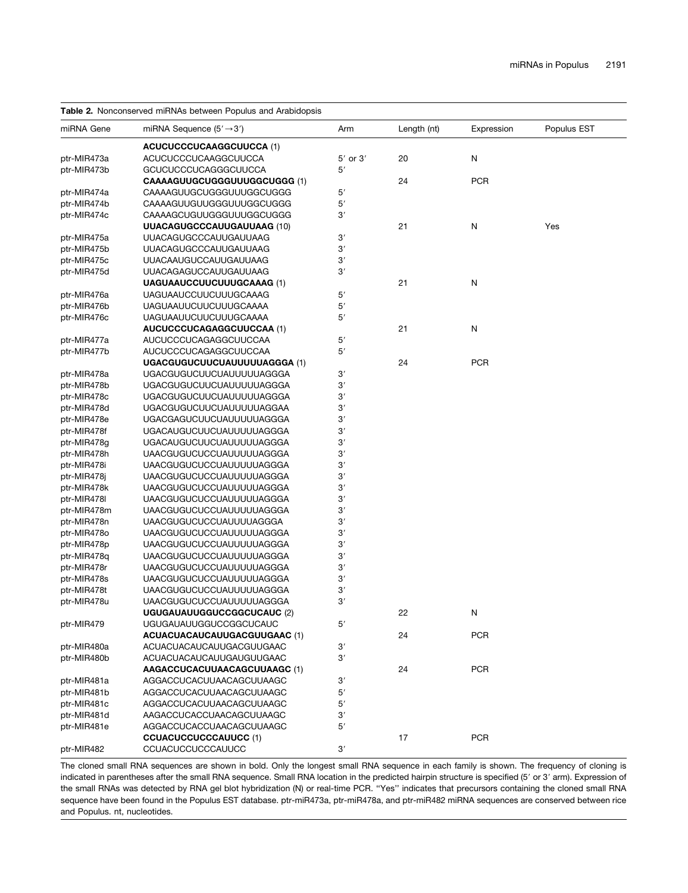**Table 2.** Nonconserved miRNAs between Populus and Arabidopsis

| miRNA Gene | miRNA Sequence (5′→3′) | Arm | Length (nt) | Expression | Populus EST |
|---|---|---|---|---|---|
| | **ACUCUCCCUCAAGGCUUCCA** (1) | | | | |
| ptr-MIR473a | ACUCUCCCUCAAGGCUUCCA | 5′ or 3′ | 20 | N | |
| ptr-MIR473b | GCUCUCCCUCAGGGCUUCCA | 5′ | | | |
| | **CAAAAGUUGCUGGGUUUGGCUGGG** (1) | | 24 | PCR | |
| ptr-MIR474a | CAAAAGUUGCUGGGUUUGGCUGGG | 5′ | | | |
| ptr-MIR474b | CAAAAGUUGUUGGGUUUGGCUGGG | 5′ | | | |
| ptr-MIR474c | CAAAAGCUGUUGGGUUUGGCUGGG | 3′ | | | |
| | **UUACAGUGCCCAUUGAUUAAG** (10) | | 21 | N | Yes |
| ptr-MIR475a | UUACAGUGCCCAUUGAUUAAG | 3′ | | | |
| ptr-MIR475b | UUACAGUGCCCAUUGAUUAAG | 3′ | | | |
| ptr-MIR475c | UUACAAUGUCCAUUGAUUAAG | 3′ | | | |
| ptr-MIR475d | UUACAGAGUCCAUUGAUUAAG | 3′ | | | |
| | **UAGUAAUCCUUCUUUGCAAAG** (1) | | 21 | N | |
| ptr-MIR476a | UAGUAAUCCUUCUUUGCAAAG | 5′ | | | |
| ptr-MIR476b | UAGUAAUUCUUCUUUGCAAAA | 5′ | | | |
| ptr-MIR476c | UAGUAAUUCUUCUUUGCAAAA | 5′ | | | |
| | **AUCUCCCUCAGAGGCUUCCAA** (1) | | 21 | N | |
| ptr-MIR477a | AUCUCCCUCAGAGGCUUCCAA | 5′ | | | |
| ptr-MIR477b | AUCUCCCUCAGAGGCUUCCAA | 5′ | | | |
| | **UGACGUGUCUUCUAUUUUUAGGGA** (1) | | 24 | PCR | |
| ptr-MIR478a | UGACGUGUCUUCUAUUUUUAGGGA | 3′ | | | |
| ptr-MIR478b | UGACGUGUCUUCUAUUUUUAGGGA | 3′ | | | |
| ptr-MIR478c | UGACGUGUCUUCUAUUUUUAGGGA | 3′ | | | |
| ptr-MIR478d | UGACGUGUCUUCUAUUUUUAGGAA | 3′ | | | |
| ptr-MIR478e | UGACGAGUCUUCUAUUUUUAGGGA | 3′ | | | |
| ptr-MIR478f | UGACAUGUCUUCUAUUUUUAGGGA | 3′ | | | |
| ptr-MIR478g | UGACAUGUCUUCUAUUUUUAGGGA | 3′ | | | |
| ptr-MIR478h | UAACGUGUCUCCUAUUUUUAGGGA | 3′ | | | |
| ptr-MIR478i | UAACGUGUCUCCUAUUUUUAGGGA | 3′ | | | |
| ptr-MIR478j | UAACGUGUCUCCUAUUUUUAGGGA | 3′ | | | |
| ptr-MIR478k | UAACGUGUCUCCUAUUUUUAGGGA | 3′ | | | |
| ptr-MIR478l | UAACGUGUCUCCUAUUUUUAGGGA | 3′ | | | |
| ptr-MIR478m | UAACGUGUCUCCUAUUUUUAGGGA | 3′ | | | |
| ptr-MIR478n | UAACGUGUCUCCUAUUUUAGGGA | 3′ | | | |
| ptr-MIR478o | UAACGUGUCUCCUAUUUUUAGGGA | 3′ | | | |
| ptr-MIR478p | UAACGUGUCUCCUAUUUUUAGGGA | 3′ | | | |
| ptr-MIR478q | UAACGUGUCUCCUAUUUUUAGGGA | 3′ | | | |
| ptr-MIR478r | UAACGUGUCUCCUAUUUUUAGGGA | 3′ | | | |
| ptr-MIR478s | UAACGUGUCUCCUAUUUUUAGGGA | 3′ | | | |
| ptr-MIR478t | UAACGUGUCUCCUAUUUUUAGGGA | 3′ | | | |
| ptr-MIR478u | UAACGUGUCUCCUAUUUUUAGGGA | 3′ | | | |
| | **UGUGAUAUUGGUCCGGCUCAUC** (2) | | 22 | N | |
| ptr-MIR479 | UGUGAUAUUGGUCCGGCUCAUC | 5′ | | | |
| | **ACUACUACAUCAUUGACGUUGAAC** (1) | | 24 | PCR | |
| ptr-MIR480a | ACUACUACAUCAUUGACGUUGAAC | 3′ | | | |
| ptr-MIR480b | ACUACUACAUCAUUGAUGUUGAAC | 3′ | | | |
| | **AAGACCUCACUUAACAGCUUAAGC** (1) | | 24 | PCR | |
| ptr-MIR481a | AGGACCUCACUUAACAGCUUAAGC | 3′ | | | |
| ptr-MIR481b | AGGACCUCACUUAACAGCUUAAGC | 5′ | | | |
| ptr-MIR481c | AGGACCUCACUUAACAGCUUAAGC | 5′ | | | |
| ptr-MIR481d | AAGACCUCACCUAACAGCUUAAGC | 3′ | | | |
| ptr-MIR481e | AGGACCUCACCUAACAGCUUAAGC | 5′ | | | |
| | **CCUACUCCUCCCAUUCC** (1) | | 17 | PCR | |
| ptr-MIR482 | CCUACUCCUCCCAUUCC | 3′ | | | |

The cloned small RNA sequences are shown in bold. Only the longest small RNA sequence in each family is shown. The frequency of cloning is indicated in parentheses after the small RNA sequence. Small RNA location in the predicted hairpin structure is specified (5′ or 3′ arm). Expression of the small RNAs was detected by RNA gel blot hybridization (N) or real-time PCR. "Yes" indicates that precursors containing the cloned small RNA sequence have been found in the Populus EST database. ptr-miR473a, ptr-miR478a, and ptr-miR482 miRNA sequences are conserved between rice and Populus. nt, nucleotides.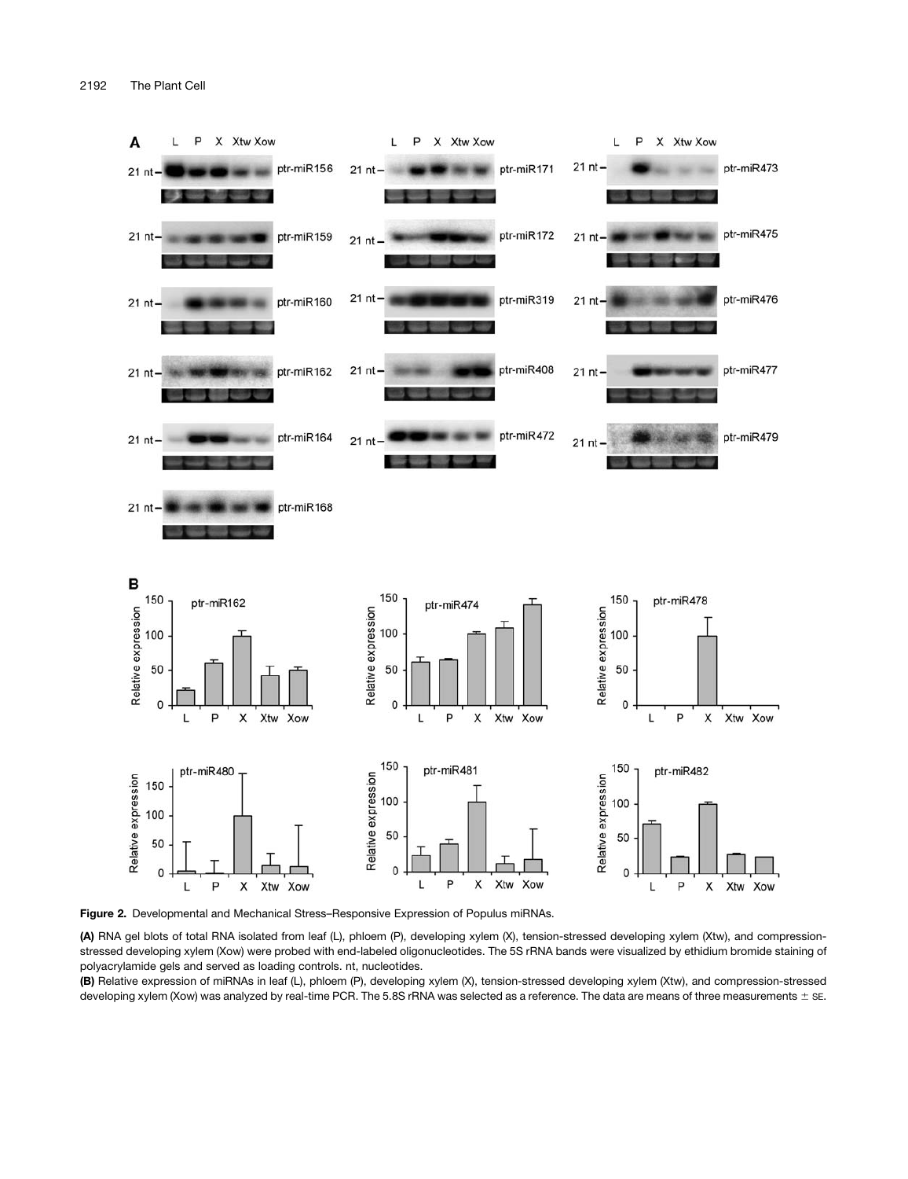**Figure 2.** Developmental and Mechanical Stress–Responsive Expression of Populus miRNAs.

**(A)** RNA gel blots of total RNA isolated from leaf (L), phloem (P), developing xylem (X), tension-stressed developing xylem (Xtw), and compression-stressed developing xylem (Xow) were probed with end-labeled oligonucleotides. The 5S rRNA bands were visualized by ethidium bromide staining of polyacrylamide gels and served as loading controls. nt, nucleotides.

**(B)** Relative expression of miRNAs in leaf (L), phloem (P), developing xylem (X), tension-stressed developing xylem (Xtw), and compression-stressed developing xylem (Xow) was analyzed by real-time PCR. The 5.8S rRNA was selected as a reference. The data are means of three measurements ± SE.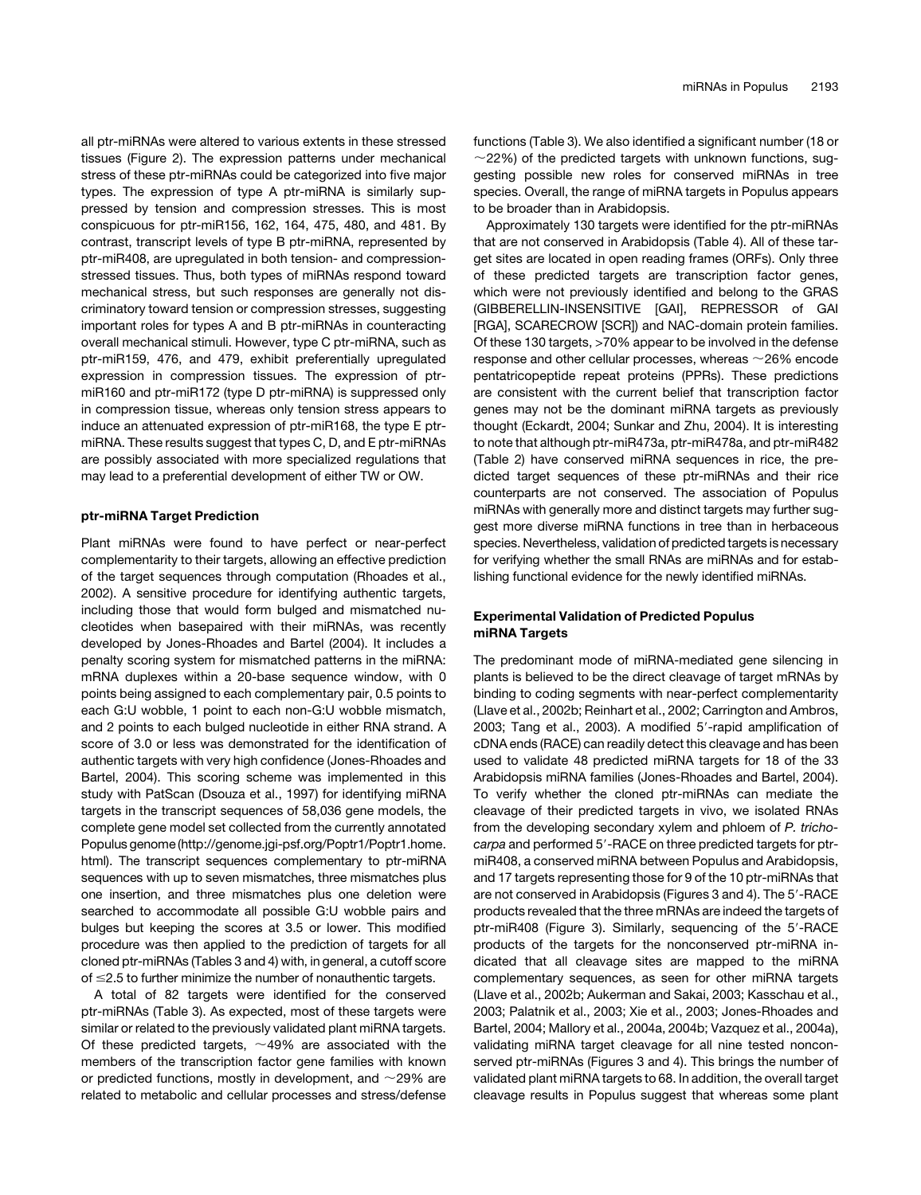all ptr-miRNAs were altered to various extents in these stressed tissues (Figure 2). The expression patterns under mechanical stress of these ptr-miRNAs could be categorized into five major types. The expression of type A ptr-miRNA is similarly suppressed by tension and compression stresses. This is most conspicuous for ptr-miR156, 162, 164, 475, 480, and 481. By contrast, transcript levels of type B ptr-miRNA, represented by ptr-miR408, are upregulated in both tension- and compression-stressed tissues. Thus, both types of miRNAs respond toward mechanical stress, but such responses are generally not discriminatory toward tension or compression stresses, suggesting important roles for types A and B ptr-miRNAs in counteracting overall mechanical stimuli. However, type C ptr-miRNA, such as ptr-miR159, 476, and 479, exhibit preferentially upregulated expression in compression tissues. The expression of ptr-miR160 and ptr-miR172 (type D ptr-miRNA) is suppressed only in compression tissue, whereas only tension stress appears to induce an attenuated expression of ptr-miR168, the type E ptr-miRNA. These results suggest that types C, D, and E ptr-miRNAs are possibly associated with more specialized regulations that may lead to a preferential development of either TW or OW.

### ptr-miRNA Target Prediction

Plant miRNAs were found to have perfect or near-perfect complementarity to their targets, allowing an effective prediction of the target sequences through computation (Rhoades et al., 2002). A sensitive procedure for identifying authentic targets, including those that would form bulged and mismatched nucleotides when basepaired with their miRNAs, was recently developed by Jones-Rhoades and Bartel (2004). It includes a penalty scoring system for mismatched patterns in the miRNA: mRNA duplexes within a 20-base sequence window, with 0 points being assigned to each complementary pair, 0.5 points to each G:U wobble, 1 point to each non-G:U wobble mismatch, and 2 points to each bulged nucleotide in either RNA strand. A score of 3.0 or less was demonstrated for the identification of authentic targets with very high confidence (Jones-Rhoades and Bartel, 2004). This scoring scheme was implemented in this study with PatScan (Dsouza et al., 1997) for identifying miRNA targets in the transcript sequences of 58,036 gene models, the complete gene model set collected from the currently annotated Populus genome (http://genome.jgi-psf.org/Poptr1/Poptr1.home.html). The transcript sequences complementary to ptr-miRNA sequences with up to seven mismatches, three mismatches plus one insertion, and three mismatches plus one deletion were searched to accommodate all possible G:U wobble pairs and bulges but keeping the scores at 3.5 or lower. This modified procedure was then applied to the prediction of targets for all cloned ptr-miRNAs (Tables 3 and 4) with, in general, a cutoff score of ≤2.5 to further minimize the number of nonauthentic targets.

A total of 82 targets were identified for the conserved ptr-miRNAs (Table 3). As expected, most of these targets were similar or related to the previously validated plant miRNA targets. Of these predicted targets, ~49% are associated with the members of the transcription factor gene families with known or predicted functions, mostly in development, and ~29% are related to metabolic and cellular processes and stress/defense functions (Table 3). We also identified a significant number (18 or ~22%) of the predicted targets with unknown functions, suggesting possible new roles for conserved miRNAs in tree species. Overall, the range of miRNA targets in Populus appears to be broader than in Arabidopsis.

Approximately 130 targets were identified for the ptr-miRNAs that are not conserved in Arabidopsis (Table 4). All of these target sites are located in open reading frames (ORFs). Only three of these predicted targets are transcription factor genes, which were not previously identified and belong to the GRAS (GIBBERELLIN-INSENSITIVE [GAI], REPRESSOR of GAI [RGA], SCARECROW [SCR]) and NAC-domain protein families. Of these 130 targets, >70% appear to be involved in the defense response and other cellular processes, whereas ~26% encode pentatricopeptide repeat proteins (PPRs). These predictions are consistent with the current belief that transcription factor genes may not be the dominant miRNA targets as previously thought (Eckardt, 2004; Sunkar and Zhu, 2004). It is interesting to note that although ptr-miR473a, ptr-miR478a, and ptr-miR482 (Table 2) have conserved miRNA sequences in rice, the predicted target sequences of these ptr-miRNAs and their rice counterparts are not conserved. The association of Populus miRNAs with generally more and distinct targets may further suggest more diverse miRNA functions in tree than in herbaceous species. Nevertheless, validation of predicted targets is necessary for verifying whether the small RNAs are miRNAs and for establishing functional evidence for the newly identified miRNAs.

### Experimental Validation of Predicted Populus miRNA Targets

The predominant mode of miRNA-mediated gene silencing in plants is believed to be the direct cleavage of target mRNAs by binding to coding segments with near-perfect complementarity (Llave et al., 2002b; Reinhart et al., 2002; Carrington and Ambros, 2003; Tang et al., 2003). A modified 5′-rapid amplification of cDNA ends (RACE) can readily detect this cleavage and has been used to validate 48 predicted miRNA targets for 18 of the 33 Arabidopsis miRNA families (Jones-Rhoades and Bartel, 2004). To verify whether the cloned ptr-miRNAs can mediate the cleavage of their predicted targets in vivo, we isolated RNAs from the developing secondary xylem and phloem of *P. trichocarpa* and performed 5′-RACE on three predicted targets for ptr-miR408, a conserved miRNA between Populus and Arabidopsis, and 17 targets representing those for 9 of the 10 ptr-miRNAs that are not conserved in Arabidopsis (Figures 3 and 4). The 5′-RACE products revealed that the three mRNAs are indeed the targets of ptr-miR408 (Figure 3). Similarly, sequencing of the 5′-RACE products of the targets for the nonconserved ptr-miRNA indicated that all cleavage sites are mapped to the miRNA complementary sequences, as seen for other miRNA targets (Llave et al., 2002b; Aukerman and Sakai, 2003; Kasschau et al., 2003; Palatnik et al., 2003; Xie et al., 2003; Jones-Rhoades and Bartel, 2004; Mallory et al., 2004a, 2004b; Vazquez et al., 2004a), validating miRNA target cleavage for all nine tested nonconserved ptr-miRNAs (Figures 3 and 4). This brings the number of validated plant miRNA targets to 68. In addition, the overall target cleavage results in Populus suggest that whereas some plant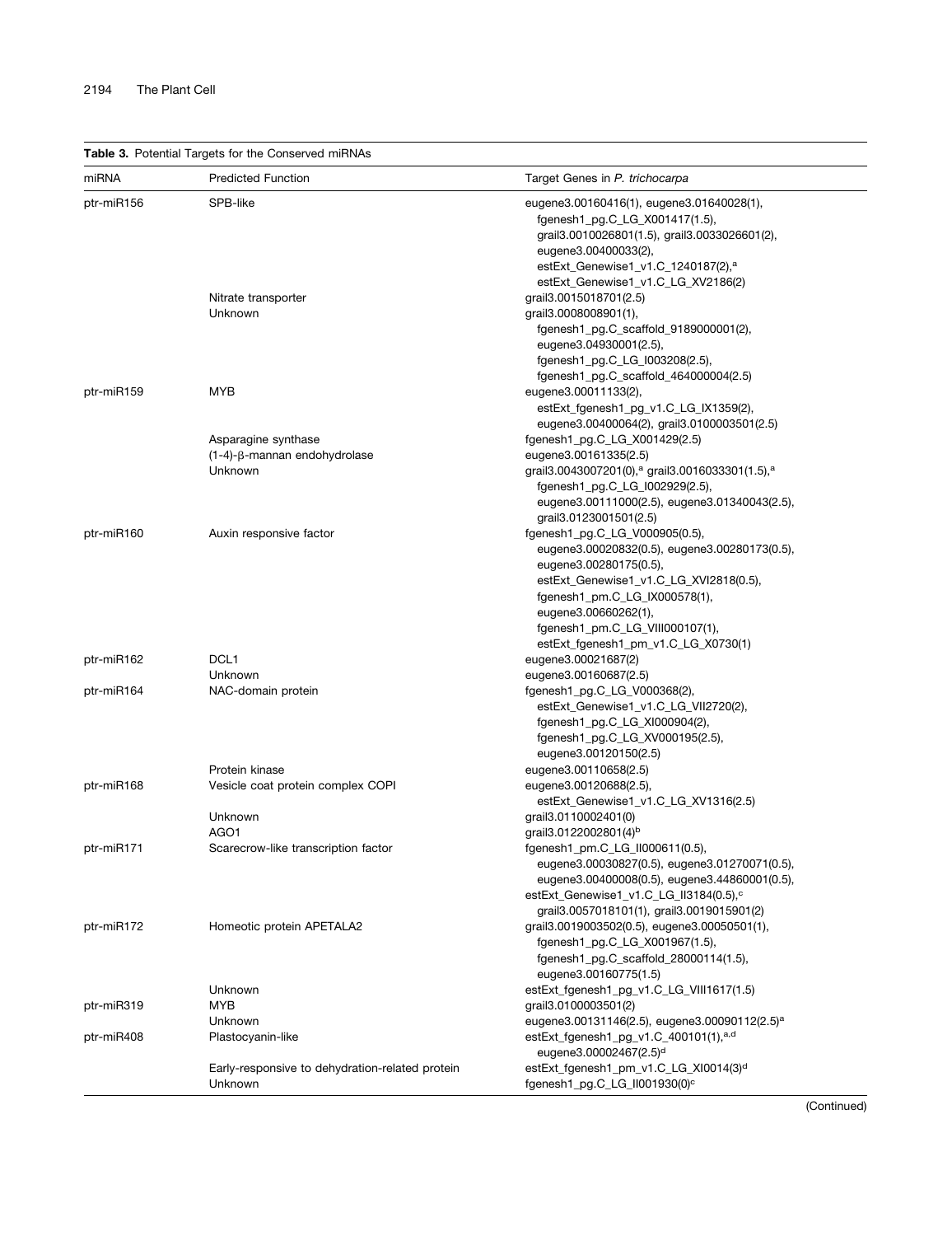**Table 3.** Potential Targets for the Conserved miRNAs

| miRNA | Predicted Function | Target Genes in *P. trichocarpa* |
|---|---|---|
| ptr-miR156 | SPB-like | eugene3.00160416(1), eugene3.01640028(1), fgenesh1_pg.C_LG_X001417(1.5), grail3.0010026801(1.5), grail3.0033026601(2), eugene3.00400033(2), estExt_Genewise1_v1.C_1240187(2),[a] estExt_Genewise1_v1.C_LG_XV2186(2) |
| | Nitrate transporter | grail3.0015018701(2.5) |
| | Unknown | grail3.0008008901(1), fgenesh1_pg.C_scaffold_9189000001(2), eugene3.04930001(2.5), fgenesh1_pg.C_LG_I003208(2.5), fgenesh1_pg.C_scaffold_464000004(2.5) |
| ptr-miR159 | MYB | eugene3.00011133(2), estExt_fgenesh1_pg_v1.C_LG_IX1359(2), eugene3.00400064(2), grail3.0100003501(2.5) |
| | Asparagine synthase | fgenesh1_pg.C_LG_X001429(2.5) |
| | (1-4)-β-mannan endohydrolase | eugene3.00161335(2.5) |
| | Unknown | grail3.0043007201(0),[a] grail3.0016033301(1.5),[a] fgenesh1_pg.C_LG_I002929(2.5), eugene3.00111000(2.5), eugene3.01340043(2.5), grail3.0123001501(2.5) |
| ptr-miR160 | Auxin responsive factor | fgenesh1_pg.C_LG_V000905(0.5), eugene3.00020832(0.5), eugene3.00280173(0.5), eugene3.00280175(0.5), estExt_Genewise1_v1.C_LG_XVI2818(0.5), fgenesh1_pm.C_LG_IX000578(1), eugene3.00660262(1), fgenesh1_pm.C_LG_VIII000107(1), estExt_fgenesh1_pm_v1.C_LG_X0730(1) |
| ptr-miR162 | DCL1 | eugene3.00021687(2) |
| | Unknown | eugene3.00160687(2.5) |
| ptr-miR164 | NAC-domain protein | fgenesh1_pg.C_LG_V000368(2), estExt_Genewise1_v1.C_LG_VII2720(2), fgenesh1_pg.C_LG_XI000904(2), fgenesh1_pg.C_LG_XV000195(2.5), eugene3.00120150(2.5) |
| | Protein kinase | eugene3.00110658(2.5) |
| ptr-miR168 | Vesicle coat protein complex COPI | eugene3.00120688(2.5), estExt_Genewise1_v1.C_LG_XV1316(2.5) |
| | Unknown | grail3.0110002401(0) |
| | AGO1 | grail3.0122002801(4)[b] |
| ptr-miR171 | Scarecrow-like transcription factor | fgenesh1_pm.C_LG_II000611(0.5), eugene3.00030827(0.5), eugene3.01270071(0.5), eugene3.00400008(0.5), eugene3.44860001(0.5), estExt_Genewise1_v1.C_LG_II3184(0.5),[c] grail3.0057018101(1), grail3.0019015901(2) |
| ptr-miR172 | Homeotic protein APETALA2 | grail3.0019003502(0.5), eugene3.00050501(1), fgenesh1_pg.C_LG_X001967(1.5), fgenesh1_pg.C_scaffold_28000114(1.5), eugene3.00160775(1.5) |
| | Unknown | estExt_fgenesh1_pg_v1.C_LG_VIII1617(1.5) |
| ptr-miR319 | MYB | grail3.0100003501(2) |
| | Unknown | eugene3.00131146(2.5), eugene3.00090112(2.5)[a] |
| ptr-miR408 | Plastocyanin-like | estExt_fgenesh1_pg_v1.C_400101(1),[a,d] eugene3.00002467(2.5)[d] |
| | Early-responsive to dehydration-related protein | estExt_fgenesh1_pm_v1.C_LG_XI0014(3)[d] |
| | Unknown | fgenesh1_pg.C_LG_II001930(0)[c] |

(Continued)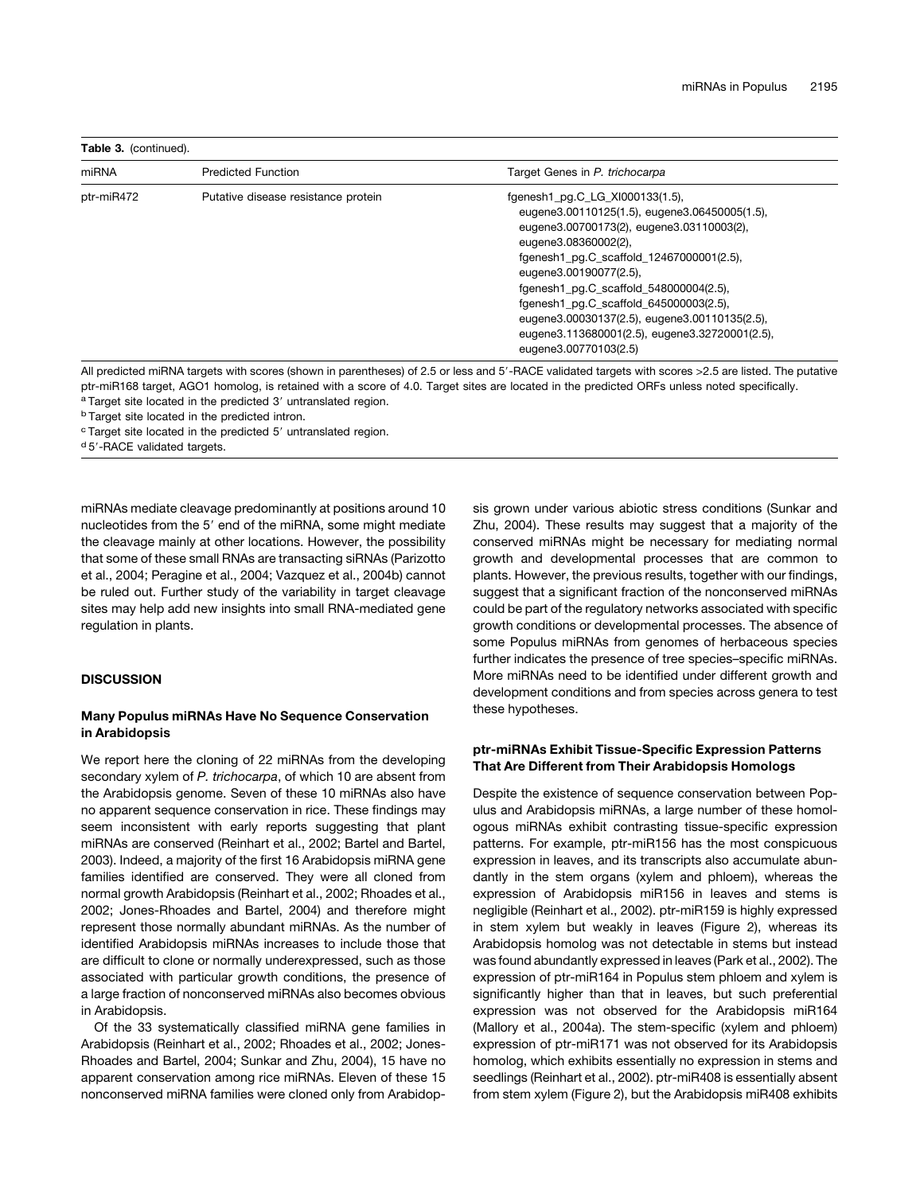**Table 3.** (continued).

| miRNA | Predicted Function | Target Genes in *P. trichocarpa* |
|---|---|---|
| ptr-miR472 | Putative disease resistance protein | fgenesh1_pg.C_LG_XI000133(1.5), eugene3.00110125(1.5), eugene3.06450005(1.5), eugene3.00700173(2), eugene3.03110003(2), eugene3.08360002(2), fgenesh1_pg.C_scaffold_12467000001(2.5), eugene3.00190077(2.5), fgenesh1_pg.C_scaffold_548000004(2.5), fgenesh1_pg.C_scaffold_645000003(2.5), eugene3.00030137(2.5), eugene3.00110135(2.5), eugene3.113680001(2.5), eugene3.32720001(2.5), eugene3.00770103(2.5) |

All predicted miRNA targets with scores (shown in parentheses) of 2.5 or less and 5′-RACE validated targets with scores >2.5 are listed. The putative ptr-miR168 target, AGO1 homolog, is retained with a score of 4.0. Target sites are located in the predicted ORFs unless noted specifically.

[a] Target site located in the predicted 3′ untranslated region.

[b] Target site located in the predicted intron.

[c] Target site located in the predicted 5′ untranslated region.

[d] 5′-RACE validated targets.

miRNAs mediate cleavage predominantly at positions around 10 nucleotides from the 5′ end of the miRNA, some might mediate the cleavage mainly at other locations. However, the possibility that some of these small RNAs are transacting siRNAs (Parizotto et al., 2004; Peragine et al., 2004; Vazquez et al., 2004b) cannot be ruled out. Further study of the variability in target cleavage sites may help add new insights into small RNA-mediated gene regulation in plants.

## DISCUSSION

### Many Populus miRNAs Have No Sequence Conservation in Arabidopsis

We report here the cloning of 22 miRNAs from the developing secondary xylem of *P. trichocarpa*, of which 10 are absent from the Arabidopsis genome. Seven of these 10 miRNAs also have no apparent sequence conservation in rice. These findings may seem inconsistent with early reports suggesting that plant miRNAs are conserved (Reinhart et al., 2002; Bartel and Bartel, 2003). Indeed, a majority of the first 16 Arabidopsis miRNA gene families identified are conserved. They were all cloned from normal growth Arabidopsis (Reinhart et al., 2002; Rhoades et al., 2002; Jones-Rhoades and Bartel, 2004) and therefore might represent those normally abundant miRNAs. As the number of identified Arabidopsis miRNAs increases to include those that are difficult to clone or normally underexpressed, such as those associated with particular growth conditions, the presence of a large fraction of nonconserved miRNAs also becomes obvious in Arabidopsis.

Of the 33 systematically classified miRNA gene families in Arabidopsis (Reinhart et al., 2002; Rhoades et al., 2002; Jones-Rhoades and Bartel, 2004; Sunkar and Zhu, 2004), 15 have no apparent conservation among rice miRNAs. Eleven of these 15 nonconserved miRNA families were cloned only from Arabidopsis grown under various abiotic stress conditions (Sunkar and Zhu, 2004). These results may suggest that a majority of the conserved miRNAs might be necessary for mediating normal growth and developmental processes that are common to plants. However, the previous results, together with our findings, suggest that a significant fraction of the nonconserved miRNAs could be part of the regulatory networks associated with specific growth conditions or developmental processes. The absence of some Populus miRNAs from genomes of herbaceous species further indicates the presence of tree species–specific miRNAs. More miRNAs need to be identified under different growth and development conditions and from species across genera to test these hypotheses.

### ptr-miRNAs Exhibit Tissue-Specific Expression Patterns That Are Different from Their Arabidopsis Homologs

Despite the existence of sequence conservation between Populus and Arabidopsis miRNAs, a large number of these homologous miRNAs exhibit contrasting tissue-specific expression patterns. For example, ptr-miR156 has the most conspicuous expression in leaves, and its transcripts also accumulate abundantly in the stem organs (xylem and phloem), whereas the expression of Arabidopsis miR156 in leaves and stems is negligible (Reinhart et al., 2002). ptr-miR159 is highly expressed in stem xylem but weakly in leaves (Figure 2), whereas its Arabidopsis homolog was not detectable in stems but instead was found abundantly expressed in leaves (Park et al., 2002). The expression of ptr-miR164 in Populus stem phloem and xylem is significantly higher than that in leaves, but such preferential expression was not observed for the Arabidopsis miR164 (Mallory et al., 2004a). The stem-specific (xylem and phloem) expression of ptr-miR171 was not observed for its Arabidopsis homolog, which exhibits essentially no expression in stems and seedlings (Reinhart et al., 2002). ptr-miR408 is essentially absent from stem xylem (Figure 2), but the Arabidopsis miR408 exhibits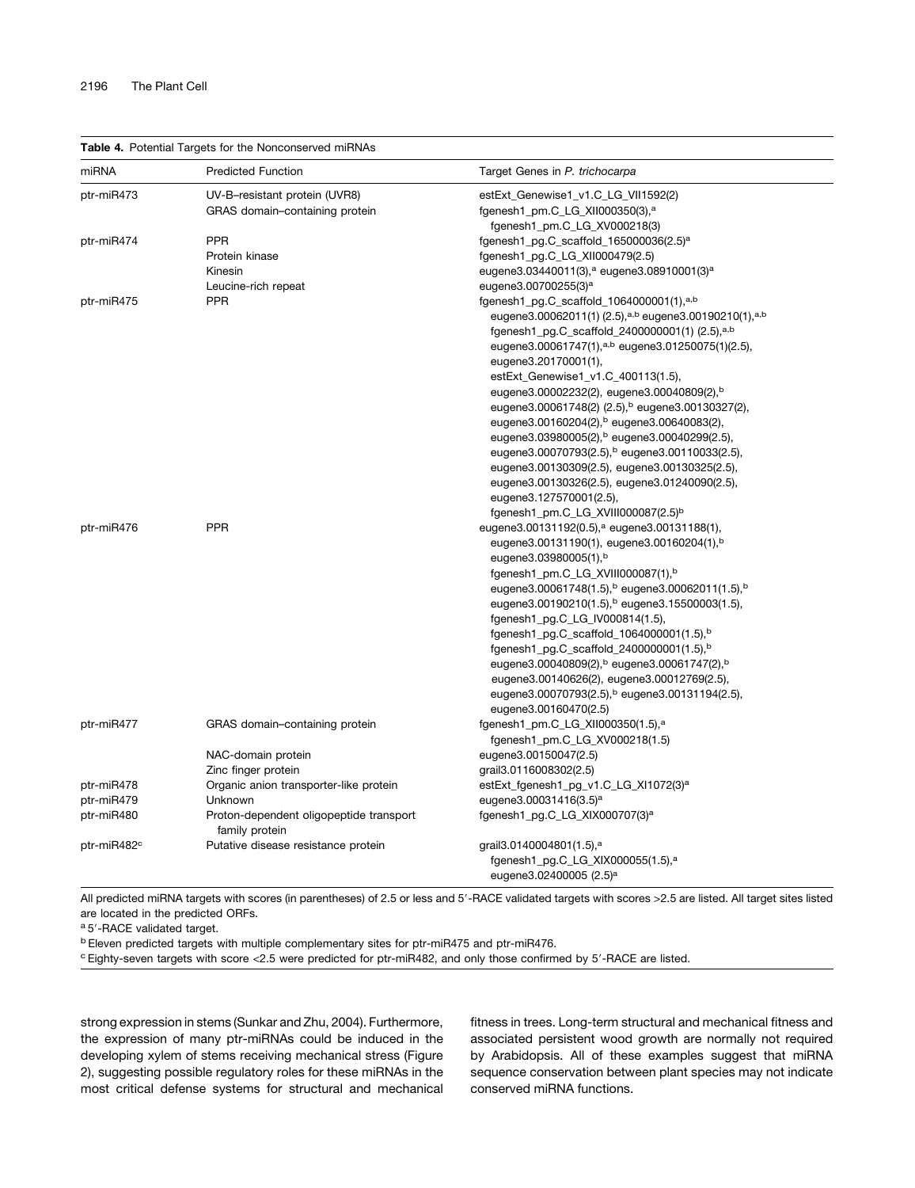**Table 4.** Potential Targets for the Nonconserved miRNAs

| miRNA | Predicted Function | Target Genes in *P. trichocarpa* |
|---|---|---|
| ptr-miR473 | UV-B–resistant protein (UVR8) | estExt_Genewise1_v1.C_LG_VII1592(2) |
| | GRAS domain–containing protein | fgenesh1_pm.C_LG_XII000350(3),[a] fgenesh1_pm.C_LG_XV000218(3) |
| ptr-miR474 | PPR | fgenesh1_pg.C_scaffold_165000036(2.5)[a] |
| | Protein kinase | fgenesh1_pg.C_LG_XII000479(2.5) |
| | Kinesin | eugene3.03440011(3),[a] eugene3.08910001(3)[a] |
| | Leucine-rich repeat | eugene3.00700255(3)[a] |
| ptr-miR475 | PPR | fgenesh1_pg.C_scaffold_1064000001(1),[a,b] eugene3.00062011(1) (2.5),[a,b] eugene3.00190210(1),[a,b] fgenesh1_pg.C_scaffold_2400000001(1) (2.5),[a,b] eugene3.00061747(1),[a,b] eugene3.01250075(1)(2.5), eugene3.20170001(1), estExt_Genewise1_v1.C_400113(1.5), eugene3.00002232(2), eugene3.00040809(2),[b] eugene3.00061748(2) (2.5),[b] eugene3.00130327(2), eugene3.00160204(2),[b] eugene3.00640083(2), eugene3.03980005(2),[b] eugene3.00040299(2.5), eugene3.00070793(2.5),[b] eugene3.00110033(2.5), eugene3.00130309(2.5), eugene3.00130325(2.5), eugene3.00130326(2.5), eugene3.01240090(2.5), eugene3.127570001(2.5), fgenesh1_pm.C_LG_XVIII000087(2.5)[b] |
| ptr-miR476 | PPR | eugene3.00131192(0.5),[a] eugene3.00131188(1), eugene3.00131190(1), eugene3.00160204(1),[b] eugene3.03980005(1),[b] fgenesh1_pm.C_LG_XVIII000087(1),[b] eugene3.00061748(1.5),[b] eugene3.00062011(1.5),[b] eugene3.00190210(1.5),[b] eugene3.15500003(1.5), fgenesh1_pg.C_LG_IV000814(1.5), fgenesh1_pg.C_scaffold_1064000001(1.5),[b] fgenesh1_pg.C_scaffold_2400000001(1.5),[b] eugene3.00040809(2),[b] eugene3.00061747(2),[b] eugene3.00140626(2), eugene3.00012769(2.5), eugene3.00070793(2.5),[b] eugene3.00131194(2.5), eugene3.00160470(2.5) |
| ptr-miR477 | GRAS domain–containing protein | fgenesh1_pm.C_LG_XII000350(1.5),[a] fgenesh1_pm.C_LG_XV000218(1.5) |
| | NAC-domain protein | eugene3.00150047(2.5) |
| | Zinc finger protein | grail3.0116008302(2.5) |
| ptr-miR478 | Organic anion transporter-like protein | estExt_fgenesh1_pg_v1.C_LG_XI1072(3)[a] |
| ptr-miR479 | Unknown | eugene3.00031416(3.5)[a] |
| ptr-miR480 | Proton-dependent oligopeptide transport family protein | fgenesh1_pg.C_LG_XIX000707(3)[a] |
| ptr-miR482[c] | Putative disease resistance protein | grail3.0140004801(1.5),[a] fgenesh1_pg.C_LG_XIX000055(1.5),[a] eugene3.02400005 (2.5)[a] |

All predicted miRNA targets with scores (in parentheses) of 2.5 or less and 5′-RACE validated targets with scores >2.5 are listed. All target sites listed are located in the predicted ORFs.

[a] 5′-RACE validated target.

[b] Eleven predicted targets with multiple complementary sites for ptr-miR475 and ptr-miR476.

[c] Eighty-seven targets with score <2.5 were predicted for ptr-miR482, and only those confirmed by 5′-RACE are listed.

strong expression in stems (Sunkar and Zhu, 2004). Furthermore, the expression of many ptr-miRNAs could be induced in the developing xylem of stems receiving mechanical stress (Figure 2), suggesting possible regulatory roles for these miRNAs in the most critical defense systems for structural and mechanical fitness in trees. Long-term structural and mechanical fitness and associated persistent wood growth are normally not required by Arabidopsis. All of these examples suggest that miRNA sequence conservation between plant species may not indicate conserved miRNA functions.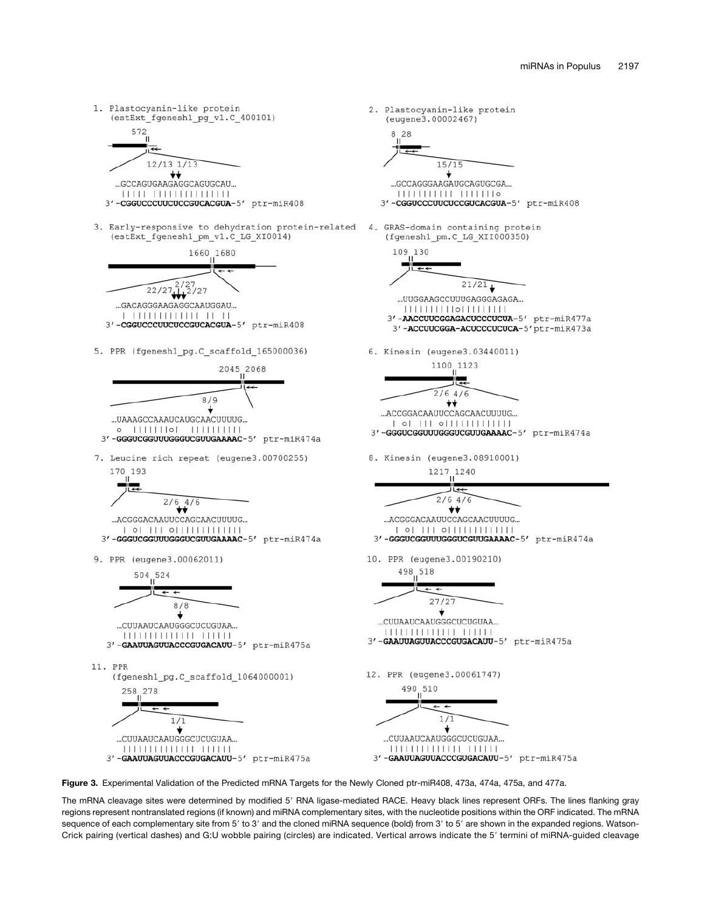1. Plastocyanin-like protein (estExt_fgenesh1_pg_v1.C_400101)

572

12/13 1/13

```
…GCCAGUGAAGAGGCAGUGCAU…
 |||||  ||||||||||||||
3'-CGGUCCCUUCUCCGUCACGUA-5' ptr-miR408
```

2. Plastocyanin-like protein (eugene3.00002467)

8 28

15/15

```
…GCCAGGGAAGAUGCAGUGCGA…
 ||||||||||| |||||||o
3'-CGGUCCCUUCUCCGUCACGUA-5' ptr-miR408
```

3. Early-responsive to dehydration protein-related (estExt_fgenesh1_pm_v1.C_LG_XI0014)

1660 1680

22/27 2/27 2/27

```
…GACAGGGAAGAGGCAAUGGAU…
 | |||||||||||||| || ||
3'-CGGUCCCUUCUCCGUCACGUA-5' ptr-miR408
```

4. GRAS-domain containing protein (fgenesh1_pm.C_LG_XII000350)

109 130

21/21

```
…UUGGAAGCCUUUGAGGGAGAGA…
 |||||||||o||||||||
3'-AACCUUCGGAGACUCCCUCUA-5' ptr-miR477a
3'-ACCUUCGGA-ACUCCCUCUCA-5' ptr-miR473a
```

5. PPR (fgenesh1_pg.C_scaffold_165000036)

2045 2068

8/9

```
…UAAAGCCAAAUCAUGCAACUUUUG…
 o  |||||||o|  |||||||||
3'-GGGUCGGUUUGGGUCGUUGAAAAC-5' ptr-miR474a
```

6. Kinesin (eugene3.03440011)

1100 1123

2/6 4/6

```
…ACCGGACAAUUCCAGCAACUUUUG…
 | o| ||| o||||||||||||
3'-GGGUCGGUUUGGGUCGUUGAAAAC-5' ptr-miR474a
```

7. Leucine rich repeat (eugene3.00700255)

170 193

2/6 4/6

```
…ACGGGACAAUUCCAGCAACUUUUG…
 | o| ||| o||||||||||||
3'-GGGUCGGUUUGGGUCGUUGAAAAC-5' ptr-miR474a
```

8. Kinesin (eugene3.08910001)

1217 1240

2/6 4/6

```
…ACGGGACAAUUCCAGCAACUUUUG…
 | o| ||| o||||||||||||
3'-GGGUCGGUUUGGGUCGUUGAAAAC-5' ptr-miR474a
```

9. PPR (eugene3.00062011)

504 524

8/8

```
…CUUAAUCAAUGGGCUCUGUAA…
 ||||||||||||||  ||||||
3'-GAAUUAGUUACCCGUGACAUU-5' ptr-miR475a
```

10. PPR (eugene3.00190210)

498 518

27/27

```
…CUUAAUCAAUGGGCUCUGUAA…
 ||||||||||||||  ||||||
3'-GAAUUAGUUACCCGUGACAUU-5' ptr-miR475a
```

11. PPR (fgenesh1_pg.C_scaffold_1064000001)

258 278

1/1

```
…CUUAAUCAAUGGGCUCUGUAA…
 ||||||||||||||  ||||||
3'-GAAUUAGUUACCCGUGACAUU-5' ptr-miR475a
```

12. PPR (eugene3.00061747)

490 510

1/1

```
…CUUAAUCAAUGGGCUCUGUAA…
 ||||||||||||||  ||||||
3'-GAAUUAGUUACCCGUGACAUU-5' ptr-miR475a
```

**Figure 3.** Experimental Validation of the Predicted mRNA Targets for the Newly Cloned ptr-miR408, 473a, 474a, 475a, and 477a.

The mRNA cleavage sites were determined by modified 5′ RNA ligase-mediated RACE. Heavy black lines represent ORFs. The lines flanking gray regions represent nontranslated regions (if known) and miRNA complementary sites, with the nucleotide positions within the ORF indicated. The mRNA sequence of each complementary site from 5′ to 3′ and the cloned miRNA sequence (bold) from 3′ to 5′ are shown in the expanded regions. Watson-Crick pairing (vertical dashes) and G:U wobble pairing (circles) are indicated. Vertical arrows indicate the 5′ termini of miRNA-guided cleavage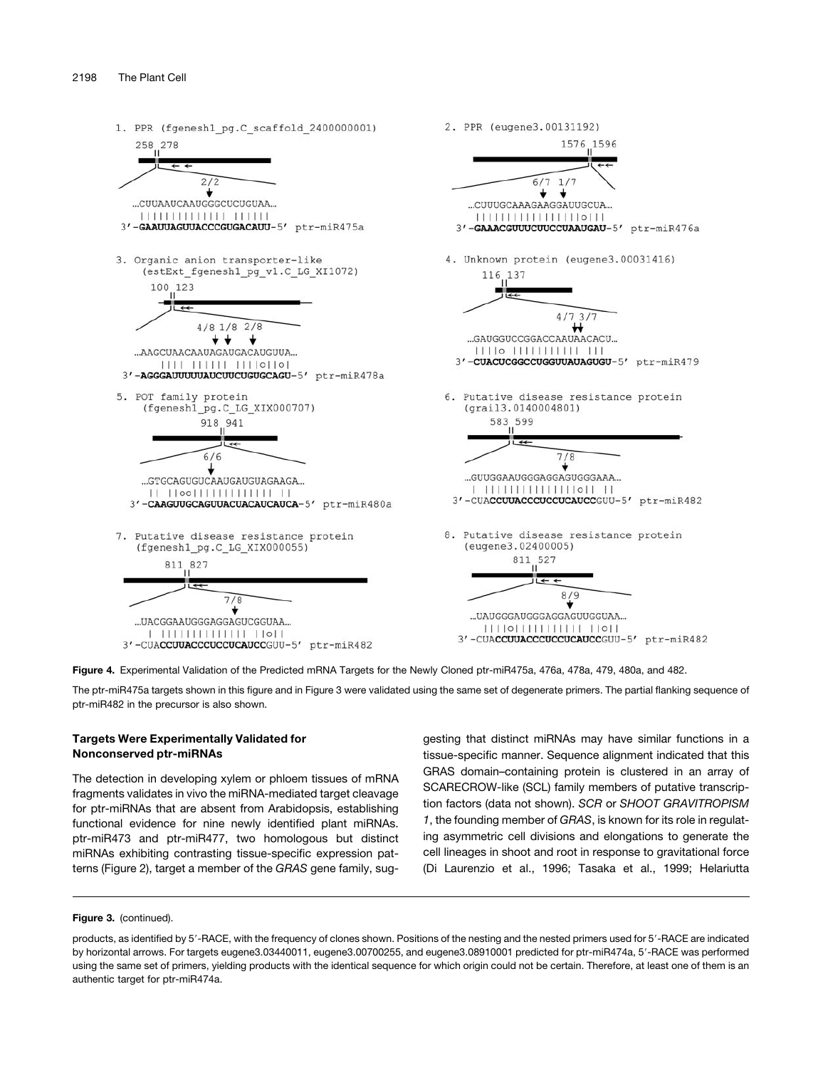1. PPR (fgenesh1_pg.C_scaffold_2400000001)

```
258 278
2/2
...CUUAAUCAAUGGGCUCUGUAA...
3'-GAAUUAGUUACCCGUGACAUU-5' ptr-miR475a
```

2. PPR (eugene3.00131192)

```
1576 1596
6/7 1/7
...CUUUGCAAAGAAGGAUUGCUA...
3'-GAAACGUUUCUUCCUAAUGAU-5' ptr-miR476a
```

3. Organic anion transporter-like (estExt_fgenesh1_pg_v1.C_LG_XI1072)

```
100 123
4/8 1/8 2/8
...AAGCUAACAAUAGAUGACAUGUUA...
3'-AGGGAUUUUUAUCUUCUGUGCAGU-5' ptr-miR478a
```

4. Unknown protein (eugene3.00031416)

```
116 137
4/7 3/7
...GAUGGUCCGGACCAAUAACACU...
3'-CUACUCGGCCUGGUUAUAGUGU-5' ptr-miR479
```

5. POT family protein (fgenesh1_pg.C_LG_XIX000707)

```
918 941
6/6
...GUGCAGUGUCAAUGAUGUAGAAGA...
3'-CAAGUUGCAGUUACUACAUCAUCA-5' ptr-miR480a
```

6. Putative disease resistance protein (grail3.0140004801)

```
583 599
7/8
...GUUGGAAUGGGAGGAGUGGGAAA...
3'-CUACCUUACCCUCCUCAUCCGUU-5' ptr-miR482
```

7. Putative disease resistance protein (fgenesh1_pg.C_LG_XIX000055)

```
811 827
7/8
...UACGGAAUGGGAGGAGUCGGUAA...
3'-CUACCUUACCCUCCUCAUCCGUU-5' ptr-miR482
```

8. Putative disease resistance protein (eugene3.02400005)

```
811 527
8/9
...UAUGGGAUGGGAGGAGUUGGUAA...
3'-CUACCUUACCCUCCUCAUCCGUU-5' ptr-miR482
```

**Figure 4.** Experimental Validation of the Predicted mRNA Targets for the Newly Cloned ptr-miR475a, 476a, 478a, 479, 480a, and 482.

The ptr-miR475a targets shown in this figure and in Figure 3 were validated using the same set of degenerate primers. The partial flanking sequence of ptr-miR482 in the precursor is also shown.

### Targets Were Experimentally Validated for Nonconserved ptr-miRNAs

The detection in developing xylem or phloem tissues of mRNA fragments validates in vivo the miRNA-mediated target cleavage for ptr-miRNAs that are absent from Arabidopsis, establishing functional evidence for nine newly identified plant miRNAs. ptr-miR473 and ptr-miR477, two homologous but distinct miRNAs exhibiting contrasting tissue-specific expression patterns (Figure 2), target a member of the *GRAS* gene family, suggesting that distinct miRNAs may have similar functions in a tissue-specific manner. Sequence alignment indicated that this GRAS domain–containing protein is clustered in an array of SCARECROW-like (SCL) family members of putative transcription factors (data not shown). *SCR* or *SHOOT GRAVITROPISM 1*, the founding member of *GRAS*, is known for its role in regulating asymmetric cell divisions and elongations to generate the cell lineages in shoot and root in response to gravitational force (Di Laurenzio et al., 1996; Tasaka et al., 1999; Helariutta

**Figure 3.** (continued).

products, as identified by 5′-RACE, with the frequency of clones shown. Positions of the nesting and the nested primers used for 5′-RACE are indicated by horizontal arrows. For targets eugene3.03440011, eugene3.00700255, and eugene3.08910001 predicted for ptr-miR474a, 5′-RACE was performed using the same set of primers, yielding products with the identical sequence for which origin could not be certain. Therefore, at least one of them is an authentic target for ptr-miR474a.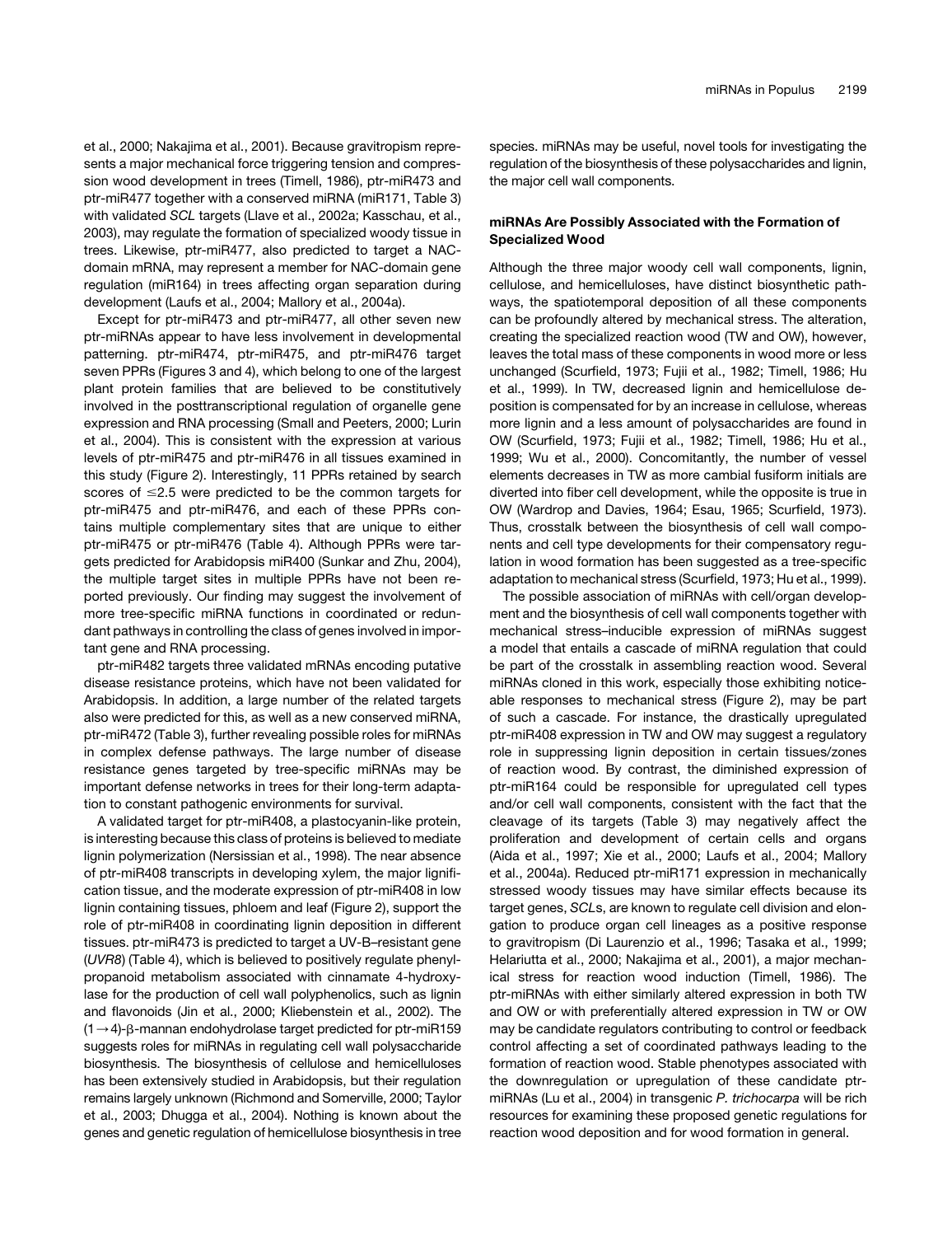et al., 2000; Nakajima et al., 2001). Because gravitropism represents a major mechanical force triggering tension and compression wood development in trees (Timell, 1986), ptr-miR473 and ptr-miR477 together with a conserved miRNA (miR171, Table 3) with validated *SCL* targets (Llave et al., 2002a; Kasschau, et al., 2003), may regulate the formation of specialized woody tissue in trees. Likewise, ptr-miR477, also predicted to target a NAC-domain mRNA, may represent a member for NAC-domain gene regulation (miR164) in trees affecting organ separation during development (Laufs et al., 2004; Mallory et al., 2004a).

Except for ptr-miR473 and ptr-miR477, all other seven new ptr-miRNAs appear to have less involvement in developmental patterning. ptr-miR474, ptr-miR475, and ptr-miR476 target seven PPRs (Figures 3 and 4), which belong to one of the largest plant protein families that are believed to be constitutively involved in the posttranscriptional regulation of organelle gene expression and RNA processing (Small and Peeters, 2000; Lurin et al., 2004). This is consistent with the expression at various levels of ptr-miR475 and ptr-miR476 in all tissues examined in this study (Figure 2). Interestingly, 11 PPRs retained by search scores of $\leq$2.5 were predicted to be the common targets for ptr-miR475 and ptr-miR476, and each of these PPRs contains multiple complementary sites that are unique to either ptr-miR475 or ptr-miR476 (Table 4). Although PPRs were targets predicted for Arabidopsis miR400 (Sunkar and Zhu, 2004), the multiple target sites in multiple PPRs have not been reported previously. Our finding may suggest the involvement of more tree-specific miRNA functions in coordinated or redundant pathways in controlling the class of genes involved in important gene and RNA processing.

ptr-miR482 targets three validated mRNAs encoding putative disease resistance proteins, which have not been validated for Arabidopsis. In addition, a large number of the related targets also were predicted for this, as well as a new conserved miRNA, ptr-miR472 (Table 3), further revealing possible roles for miRNAs in complex defense pathways. The large number of disease resistance genes targeted by tree-specific miRNAs may be important defense networks in trees for their long-term adaptation to constant pathogenic environments for survival.

A validated target for ptr-miR408, a plastocyanin-like protein, is interesting because this class of proteins is believed to mediate lignin polymerization (Nersissian et al., 1998). The near absence of ptr-miR408 transcripts in developing xylem, the major lignification tissue, and the moderate expression of ptr-miR408 in low lignin containing tissues, phloem and leaf (Figure 2), support the role of ptr-miR408 in coordinating lignin deposition in different tissues. ptr-miR473 is predicted to target a UV-B–resistant gene (*UVR8*) (Table 4), which is believed to positively regulate phenylpropanoid metabolism associated with cinnamate 4-hydroxylase for the production of cell wall polyphenolics, such as lignin and flavonoids (Jin et al., 2000; Kliebenstein et al., 2002). The $(1\rightarrow4)$-β-mannan endohydrolase target predicted for ptr-miR159 suggests roles for miRNAs in regulating cell wall polysaccharide biosynthesis. The biosynthesis of cellulose and hemicelluloses has been extensively studied in Arabidopsis, but their regulation remains largely unknown (Richmond and Somerville, 2000; Taylor et al., 2003; Dhugga et al., 2004). Nothing is known about the genes and genetic regulation of hemicellulose biosynthesis in tree species. miRNAs may be useful, novel tools for investigating the regulation of the biosynthesis of these polysaccharides and lignin, the major cell wall components.

### miRNAs Are Possibly Associated with the Formation of Specialized Wood

Although the three major woody cell wall components, lignin, cellulose, and hemicelluloses, have distinct biosynthetic pathways, the spatiotemporal deposition of all these components can be profoundly altered by mechanical stress. The alteration, creating the specialized reaction wood (TW and OW), however, leaves the total mass of these components in wood more or less unchanged (Scurfield, 1973; Fujii et al., 1982; Timell, 1986; Hu et al., 1999). In TW, decreased lignin and hemicellulose deposition is compensated for by an increase in cellulose, whereas more lignin and a less amount of polysaccharides are found in OW (Scurfield, 1973; Fujii et al., 1982; Timell, 1986; Hu et al., 1999; Wu et al., 2000). Concomitantly, the number of vessel elements decreases in TW as more cambial fusiform initials are diverted into fiber cell development, while the opposite is true in OW (Wardrop and Davies, 1964; Esau, 1965; Scurfield, 1973). Thus, crosstalk between the biosynthesis of cell wall components and cell type developments for their compensatory regulation in wood formation has been suggested as a tree-specific adaptation to mechanical stress (Scurfield, 1973; Hu et al., 1999).

The possible association of miRNAs with cell/organ development and the biosynthesis of cell wall components together with mechanical stress–inducible expression of miRNAs suggest a model that entails a cascade of miRNA regulation that could be part of the crosstalk in assembling reaction wood. Several miRNAs cloned in this work, especially those exhibiting noticeable responses to mechanical stress (Figure 2), may be part of such a cascade. For instance, the drastically upregulated ptr-miR408 expression in TW and OW may suggest a regulatory role in suppressing lignin deposition in certain tissues/zones of reaction wood. By contrast, the diminished expression of ptr-miR164 could be responsible for upregulated cell types and/or cell wall components, consistent with the fact that the cleavage of its targets (Table 3) may negatively affect the proliferation and development of certain cells and organs (Aida et al., 1997; Xie et al., 2000; Laufs et al., 2004; Mallory et al., 2004a). Reduced ptr-miR171 expression in mechanically stressed woody tissues may have similar effects because its target genes, *SCL*s, are known to regulate cell division and elongation to produce organ cell lineages as a positive response to gravitropism (Di Laurenzio et al., 1996; Tasaka et al., 1999; Helariutta et al., 2000; Nakajima et al., 2001), a major mechanical stress for reaction wood induction (Timell, 1986). The ptr-miRNAs with either similarly altered expression in both TW and OW or with preferentially altered expression in TW or OW may be candidate regulators contributing to control or feedback control affecting a set of coordinated pathways leading to the formation of reaction wood. Stable phenotypes associated with the downregulation or upregulation of these candidate ptr-miRNAs (Lu et al., 2004) in transgenic *P. trichocarpa* will be rich resources for examining these proposed genetic regulations for reaction wood deposition and for wood formation in general.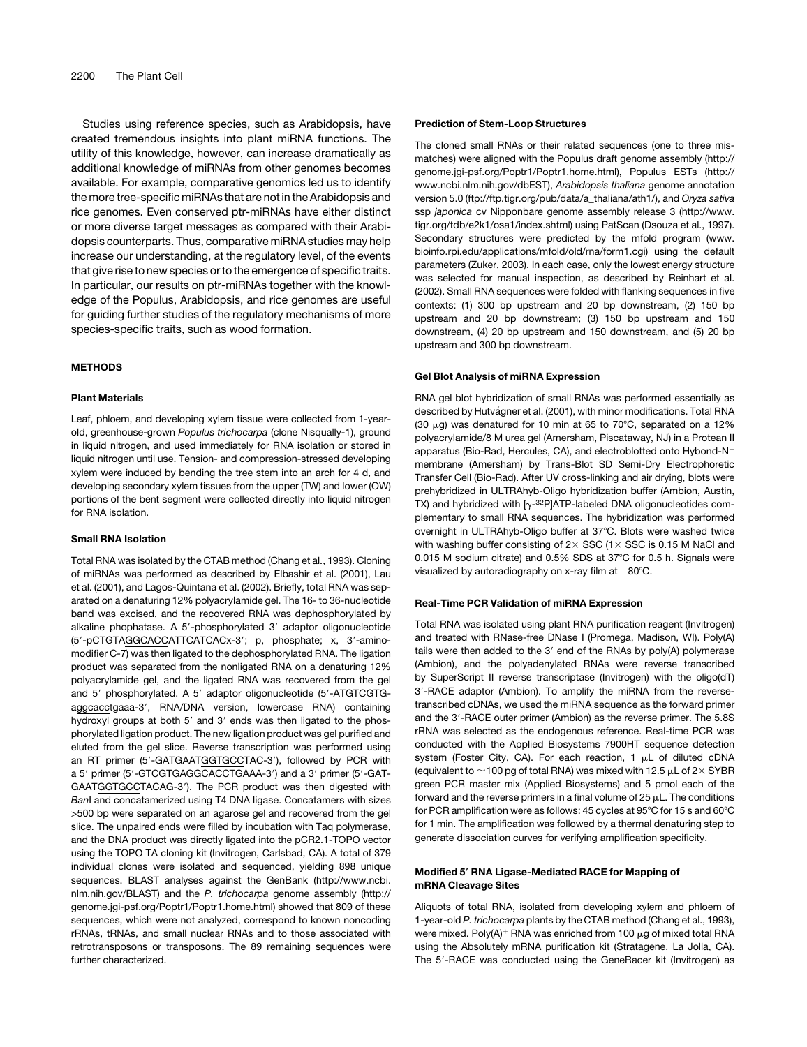Studies using reference species, such as Arabidopsis, have created tremendous insights into plant miRNA functions. The utility of this knowledge, however, can increase dramatically as additional knowledge of miRNAs from other genomes becomes available. For example, comparative genomics led us to identify the more tree-specific miRNAs that are not in the Arabidopsis and rice genomes. Even conserved ptr-miRNAs have either distinct or more diverse target messages as compared with their Arabidopsis counterparts. Thus, comparative miRNA studies may help increase our understanding, at the regulatory level, of the events that give rise to new species or to the emergence of specific traits. In particular, our results on ptr-miRNAs together with the knowledge of the Populus, Arabidopsis, and rice genomes are useful for guiding further studies of the regulatory mechanisms of more species-specific traits, such as wood formation.

## METHODS

### Plant Materials

Leaf, phloem, and developing xylem tissue were collected from 1-year-old, greenhouse-grown *Populus trichocarpa* (clone Nisqually-1), ground in liquid nitrogen, and used immediately for RNA isolation or stored in liquid nitrogen until use. Tension- and compression-stressed developing xylem were induced by bending the tree stem into an arch for 4 d, and developing secondary xylem tissues from the upper (TW) and lower (OW) portions of the bent segment were collected directly into liquid nitrogen for RNA isolation.

### Small RNA Isolation

Total RNA was isolated by the CTAB method (Chang et al., 1993). Cloning of miRNAs was performed as described by Elbashir et al. (2001), Lau et al. (2001), and Lagos-Quintana et al. (2002). Briefly, total RNA was separated on a denaturing 12% polyacrylamide gel. The 16- to 36-nucleotide band was excised, and the recovered RNA was dephosphorylated by alkaline phophatase. A 5′-phosphorylated 3′ adaptor oligonucleotide (5′-pCTGTAGGCACCATTCATCACx-3′; p, phosphate; x, 3′-amino-modifier C-7) was then ligated to the dephosphorylated RNA. The ligation product was separated from the nonligated RNA on a denaturing 12% polyacrylamide gel, and the ligated RNA was recovered from the gel and 5′ phosphorylated. A 5′ adaptor oligonucleotide (5′-ATGTCGTGaggcacctgaaa-3′, RNA/DNA version, lowercase RNA) containing hydroxyl groups at both 5′ and 3′ ends was then ligated to the phosphorylated ligation product. The new ligation product was gel purified and eluted from the gel slice. Reverse transcription was performed using an RT primer (5′-GATGAATGGTGCCTAC-3′), followed by PCR with a 5′ primer (5′-GTCGTGAGGCACCTGAAA-3′) and a 3′ primer (5′-GATGAATGGTGCCTACAG-3′). The PCR product was then digested with *Ban*I and concatamerized using T4 DNA ligase. Concatamers with sizes >500 bp were separated on an agarose gel and recovered from the gel slice. The unpaired ends were filled by incubation with Taq polymerase, and the DNA product was directly ligated into the pCR2.1-TOPO vector using the TOPO TA cloning kit (Invitrogen, Carlsbad, CA). A total of 379 individual clones were isolated and sequenced, yielding 898 unique sequences. BLAST analyses against the GenBank (http://www.ncbi.nlm.nih.gov/BLAST) and the *P. trichocarpa* genome assembly (http://genome.jgi-psf.org/Poptr1/Poptr1.home.html) showed that 809 of these sequences, which were not analyzed, correspond to known noncoding rRNAs, tRNAs, and small nuclear RNAs and to those associated with retrotransposons or transposons. The 89 remaining sequences were further characterized.

### Prediction of Stem-Loop Structures

The cloned small RNAs or their related sequences (one to three mismatches) were aligned with the Populus draft genome assembly (http://genome.jgi-psf.org/Poptr1/Poptr1.home.html), Populus ESTs (http://www.ncbi.nlm.nih.gov/dbEST), *Arabidopsis thaliana* genome annotation version 5.0 (ftp://ftp.tigr.org/pub/data/a_thaliana/ath1/), and *Oryza sativa* ssp *japonica* cv Nipponbare genome assembly release 3 (http://www.tigr.org/tdb/e2k1/osa1/index.shtml) using PatScan (Dsouza et al., 1997). Secondary structures were predicted by the mfold program (www.bioinfo.rpi.edu/applications/mfold/old/rna/form1.cgi) using the default parameters (Zuker, 2003). In each case, only the lowest energy structure was selected for manual inspection, as described by Reinhart et al. (2002). Small RNA sequences were folded with flanking sequences in five contexts: (1) 300 bp upstream and 20 bp downstream, (2) 150 bp upstream and 20 bp downstream; (3) 150 bp upstream and 150 downstream, (4) 20 bp upstream and 150 downstream, and (5) 20 bp upstream and 300 bp downstream.

### Gel Blot Analysis of miRNA Expression

RNA gel blot hybridization of small RNAs was performed essentially as described by Hutvágner et al. (2001), with minor modifications. Total RNA (30 μg) was denatured for 10 min at 65 to 70°C, separated on a 12% polyacrylamide/8 M urea gel (Amersham, Piscataway, NJ) in a Protean II apparatus (Bio-Rad, Hercules, CA), and electroblotted onto Hybond-N$^+$ membrane (Amersham) by Trans-Blot SD Semi-Dry Electrophoretic Transfer Cell (Bio-Rad). After UV cross-linking and air drying, blots were prehybridized in ULTRAhyb-Oligo hybridization buffer (Ambion, Austin, TX) and hybridized with [$\gamma$-$^{32}$P]ATP-labeled DNA oligonucleotides complementary to small RNA sequences. The hybridization was performed overnight in ULTRAhyb-Oligo buffer at 37°C. Blots were washed twice with washing buffer consisting of 2× SSC (1× SSC is 0.15 M NaCl and 0.015 M sodium citrate) and 0.5% SDS at 37°C for 0.5 h. Signals were visualized by autoradiography on x-ray film at −80°C.

### Real-Time PCR Validation of miRNA Expression

Total RNA was isolated using plant RNA purification reagent (Invitrogen) and treated with RNase-free DNase I (Promega, Madison, WI). Poly(A) tails were then added to the 3′ end of the RNAs by poly(A) polymerase (Ambion), and the polyadenylated RNAs were reverse transcribed by SuperScript II reverse transcriptase (Invitrogen) with the oligo(dT) 3′-RACE adaptor (Ambion). To amplify the miRNA from the reverse-transcribed cDNAs, we used the miRNA sequence as the forward primer and the 3′-RACE outer primer (Ambion) as the reverse primer. The 5.8S rRNA was selected as the endogenous reference. Real-time PCR was conducted with the Applied Biosystems 7900HT sequence detection system (Foster City, CA). For each reaction, 1 μL of diluted cDNA (equivalent to ~100 pg of total RNA) was mixed with 12.5 μL of 2× SYBR green PCR master mix (Applied Biosystems) and 5 pmol each of the forward and the reverse primers in a final volume of 25 μL. The conditions for PCR amplification were as follows: 45 cycles at 95°C for 15 s and 60°C for 1 min. The amplification was followed by a thermal denaturing step to generate dissociation curves for verifying amplification specificity.

### Modified 5′ RNA Ligase-Mediated RACE for Mapping of mRNA Cleavage Sites

Aliquots of total RNA, isolated from developing xylem and phloem of 1-year-old *P. trichocarpa* plants by the CTAB method (Chang et al., 1993), were mixed. Poly(A)$^+$ RNA was enriched from 100 μg of mixed total RNA using the Absolutely mRNA purification kit (Stratagene, La Jolla, CA). The 5′-RACE was conducted using the GeneRacer kit (Invitrogen) as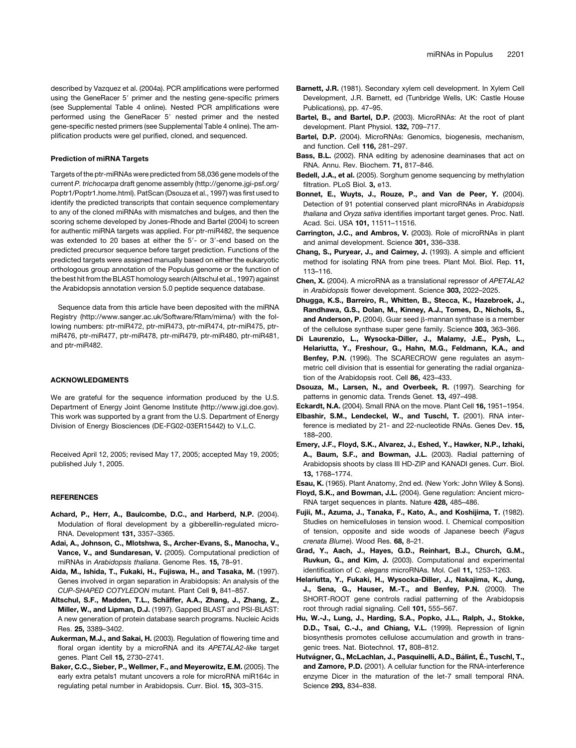described by Vazquez et al. (2004a). PCR amplifications were performed using the GeneRacer 5′ primer and the nesting gene-specific primers (see Supplemental Table 4 online). Nested PCR amplifications were performed using the GeneRacer 5′ nested primer and the nested gene-specific nested primers (see Supplemental Table 4 online). The amplification products were gel purified, cloned, and sequenced.

#### Prediction of miRNA Targets

Targets of the ptr-miRNAs were predicted from 58,036 gene models of the current *P. trichocarpa* draft genome assembly (http://genome.jgi-psf.org/Poptr1/Poptr1.home.html). PatScan (Dsouza et al., 1997) was first used to identify the predicted transcripts that contain sequence complementary to any of the cloned miRNAs with mismatches and bulges, and then the scoring scheme developed by Jones-Rhode and Bartel (2004) to screen for authentic miRNA targets was applied. For ptr-miR482, the sequence was extended to 20 bases at either the 5′- or 3′-end based on the predicted precursor sequence before target prediction. Functions of the predicted targets were assigned manually based on either the eukaryotic orthologous group annotation of the Populus genome or the function of the best hit from the BLAST homology search (Altschul et al., 1997) against the Arabidopsis annotation version 5.0 peptide sequence database.

Sequence data from this article have been deposited with the miRNA Registry (http://www.sanger.ac.uk/Software/Rfam/mirna/) with the following numbers: ptr-miR472, ptr-miR473, ptr-miR474, ptr-miR475, ptr-miR476, ptr-miR477, ptr-miR478, ptr-miR479, ptr-miR480, ptr-miR481, and ptr-miR482.

## ACKNOWLEDGMENTS

We are grateful for the sequence information produced by the U.S. Department of Energy Joint Genome Institute (http://www.jgi.doe.gov). This work was supported by a grant from the U.S. Department of Energy Division of Energy Biosciences (DE-FG02-03ER15442) to V.L.C.

Received April 12, 2005; revised May 17, 2005; accepted May 19, 2005; published July 1, 2005.

## REFERENCES

**Achard, P., Herr, A., Baulcombe, D.C., and Harberd, N.P.** (2004). Modulation of floral development by a gibberellin-regulated microRNA. Development **131,** 3357–3365.

**Adai, A., Johnson, C., Mlotshwa, S., Archer-Evans, S., Manocha, V., Vance, V., and Sundaresan, V.** (2005). Computational prediction of miRNAs in *Arabidopsis thaliana*. Genome Res. **15,** 78–91.

**Aida, M., Ishida, T., Fukaki, H., Fujiswa, H., and Tasaka, M.** (1997). Genes involved in organ separation in Arabidopsis: An analysis of the *CUP-SHAPED COTYLEDON* mutant. Plant Cell **9,** 841–857.

**Altschul, S.F., Madden, T.L., Schäffer, A.A., Zhang, J., Zhang, Z., Miller, W., and Lipman, D.J.** (1997). Gapped BLAST and PSI-BLAST: A new generation of protein database search programs. Nucleic Acids Res. **25,** 3389–3402.

**Aukerman, M.J., and Sakai, H.** (2003). Regulation of flowering time and floral organ identity by a microRNA and its *APETALA2-like* target genes. Plant Cell **15,** 2730–2741.

**Baker, C.C., Sieber, P., Wellmer, F., and Meyerowitz, E.M.** (2005). The early extra petals1 mutant uncovers a role for microRNA miR164c in regulating petal number in Arabidopsis. Curr. Biol. **15,** 303–315.

**Barnett, J.R.** (1981). Secondary xylem cell development. In Xylem Cell Development, J.R. Barnett, ed (Tunbridge Wells, UK: Castle House Publications), pp. 47–95.

**Bartel, B., and Bartel, D.P.** (2003). MicroRNAs: At the root of plant development. Plant Physiol. **132,** 709–717.

**Bartel, D.P.** (2004). MicroRNAs: Genomics, biogenesis, mechanism, and function. Cell **116,** 281–297.

**Bass, B.L.** (2002). RNA editing by adenosine deaminases that act on RNA. Annu. Rev. Biochem. **71,** 817–846.

**Bedell, J.A., et al.** (2005). Sorghum genome sequencing by methylation filtration. PLoS Biol. **3,** e13.

**Bonnet, E., Wuyts, J., Rouze, P., and Van de Peer, Y.** (2004). Detection of 91 potential conserved plant microRNAs in *Arabidopsis thaliana* and *Oryza sativa* identifies important target genes. Proc. Natl. Acad. Sci. USA **101,** 11511–11516.

**Carrington, J.C., and Ambros, V.** (2003). Role of microRNAs in plant and animal development. Science **301,** 336–338.

**Chang, S., Puryear, J., and Cairney, J.** (1993). A simple and efficient method for isolating RNA from pine trees. Plant Mol. Biol. Rep. **11,** 113–116.

**Chen, X.** (2004). A microRNA as a translational repressor of *APETALA2* in *Arabidopsis* flower development. Science **303,** 2022–2025.

**Dhugga, K.S., Barreiro, R., Whitten, B., Stecca, K., Hazebroek, J., Randhawa, G.S., Dolan, M., Kinney, A.J., Tomes, D., Nichols, S., and Anderson, P.** (2004). Guar seed β-mannan synthase is a member of the cellulose synthase super gene family. Science **303,** 363–366.

**Di Laurenzio, L., Wysocka-Diller, J., Malamy, J.E., Pysh, L., Helariutta, Y., Freshour, G., Hahn, M.G., Feldmann, K.A., and Benfey, P.N.** (1996). The SCARECROW gene regulates an asymmetric cell division that is essential for generating the radial organization of the Arabidopsis root. Cell **86,** 423–433.

**Dsouza, M., Larsen, N., and Overbeek, R.** (1997). Searching for patterns in genomic data. Trends Genet. **13,** 497–498.

**Eckardt, N.A.** (2004). Small RNA on the move. Plant Cell **16,** 1951–1954.

**Elbashir, S.M., Lendeckel, W., and Tuschl, T.** (2001). RNA interference is mediated by 21- and 22-nucleotide RNAs. Genes Dev. **15,** 188–200.

**Emery, J.F., Floyd, S.K., Alvarez, J., Eshed, Y., Hawker, N.P., Izhaki, A., Baum, S.F., and Bowman, J.L.** (2003). Radial patterning of Arabidopsis shoots by class III HD-ZIP and KANADI genes. Curr. Biol. **13,** 1768–1774.

**Esau, K.** (1965). Plant Anatomy, 2nd ed. (New York: John Wiley & Sons).

**Floyd, S.K., and Bowman, J.L.** (2004). Gene regulation: Ancient microRNA target sequences in plants. Nature **428,** 485–486.

**Fujii, M., Azuma, J., Tanaka, F., Kato, A., and Koshijima, T.** (1982). Studies on hemicelluloses in tension wood. I. Chemical composition of tension, opposite and side woods of Japanese beech (*Fagus crenata Blume*). Wood Res. **68,** 8–21.

**Grad, Y., Aach, J., Hayes, G.D., Reinhart, B.J., Church, G.M., Ruvkun, G., and Kim, J.** (2003). Computational and experimental identification of *C. elegans* microRNAs. Mol. Cell **11,** 1253–1263.

**Helariutta, Y., Fukaki, H., Wysocka-Diller, J., Nakajima, K., Jung, J., Sena, G., Hauser, M.-T., and Benfey, P.N.** (2000). The SHORT-ROOT gene controls radial patterning of the Arabidopsis root through radial signaling. Cell **101,** 555–567.

**Hu, W.-J., Lung, J., Harding, S.A., Popko, J.L., Ralph, J., Stokke, D.D., Tsai, C.-J., and Chiang, V.L.** (1999). Repression of lignin biosynthesis promotes cellulose accumulation and growth in transgenic trees. Nat. Biotechnol. **17,** 808–812.

**Hutvágner, G., McLachlan, J., Pasquinelli, A.D., Bálint, É., Tuschl, T., and Zamore, P.D.** (2001). A cellular function for the RNA-interference enzyme Dicer in the maturation of the let-7 small temporal RNA. Science **293,** 834–838.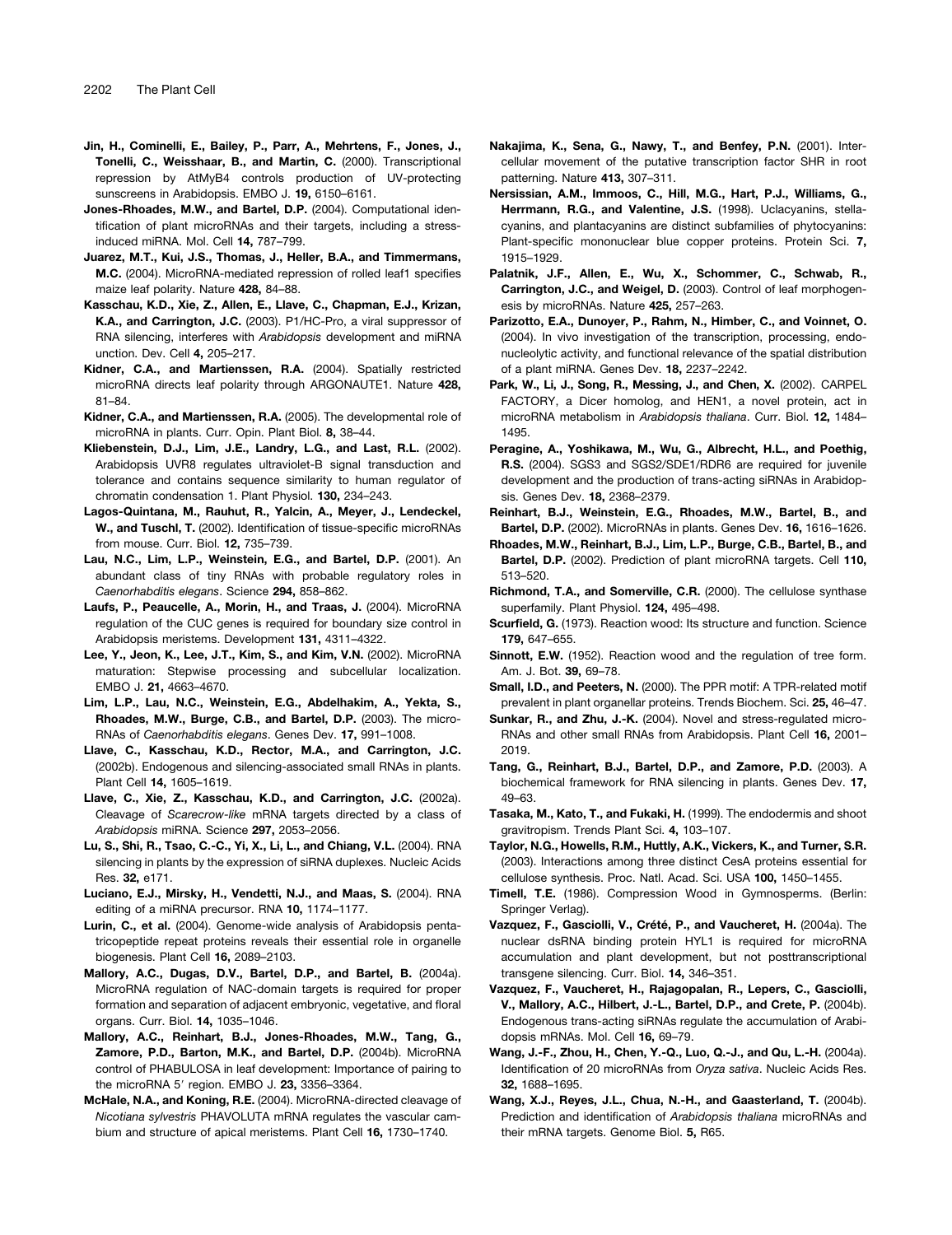**Jin, H., Cominelli, E., Bailey, P., Parr, A., Mehrtens, F., Jones, J., Tonelli, C., Weisshaar, B., and Martin, C.** (2000). Transcriptional repression by AtMyB4 controls production of UV-protecting sunscreens in Arabidopsis. EMBO J. **19,** 6150–6161.

**Jones-Rhoades, M.W., and Bartel, D.P.** (2004). Computational identification of plant microRNAs and their targets, including a stress-induced miRNA. Mol. Cell **14,** 787–799.

**Juarez, M.T., Kui, J.S., Thomas, J., Heller, B.A., and Timmermans, M.C.** (2004). MicroRNA-mediated repression of rolled leaf1 specifies maize leaf polarity. Nature **428,** 84–88.

**Kasschau, K.D., Xie, Z., Allen, E., Llave, C., Chapman, E.J., Krizan, K.A., and Carrington, J.C.** (2003). P1/HC-Pro, a viral suppressor of RNA silencing, interferes with *Arabidopsis* development and miRNA unction. Dev. Cell **4,** 205–217.

**Kidner, C.A., and Martienssen, R.A.** (2004). Spatially restricted microRNA directs leaf polarity through ARGONAUTE1. Nature **428,** 81–84.

**Kidner, C.A., and Martienssen, R.A.** (2005). The developmental role of microRNA in plants. Curr. Opin. Plant Biol. **8,** 38–44.

**Kliebenstein, D.J., Lim, J.E., Landry, L.G., and Last, R.L.** (2002). Arabidopsis UVR8 regulates ultraviolet-B signal transduction and tolerance and contains sequence similarity to human regulator of chromatin condensation 1. Plant Physiol. **130,** 234–243.

**Lagos-Quintana, M., Rauhut, R., Yalcin, A., Meyer, J., Lendeckel, W., and Tuschl, T.** (2002). Identification of tissue-specific microRNAs from mouse. Curr. Biol. **12,** 735–739.

**Lau, N.C., Lim, L.P., Weinstein, E.G., and Bartel, D.P.** (2001). An abundant class of tiny RNAs with probable regulatory roles in *Caenorhabditis elegans*. Science **294,** 858–862.

**Laufs, P., Peaucelle, A., Morin, H., and Traas, J.** (2004). MicroRNA regulation of the CUC genes is required for boundary size control in Arabidopsis meristems. Development **131,** 4311–4322.

**Lee, Y., Jeon, K., Lee, J.T., Kim, S., and Kim, V.N.** (2002). MicroRNA maturation: Stepwise processing and subcellular localization. EMBO J. **21,** 4663–4670.

**Lim, L.P., Lau, N.C., Weinstein, E.G., Abdelhakim, A., Yekta, S., Rhoades, M.W., Burge, C.B., and Bartel, D.P.** (2003). The microRNAs of *Caenorhabditis elegans*. Genes Dev. **17,** 991–1008.

**Llave, C., Kasschau, K.D., Rector, M.A., and Carrington, J.C.** (2002b). Endogenous and silencing-associated small RNAs in plants. Plant Cell **14,** 1605–1619.

**Llave, C., Xie, Z., Kasschau, K.D., and Carrington, J.C.** (2002a). Cleavage of *Scarecrow-like* mRNA targets directed by a class of *Arabidopsis* miRNA. Science **297,** 2053–2056.

**Lu, S., Shi, R., Tsao, C.-C., Yi, X., Li, L., and Chiang, V.L.** (2004). RNA silencing in plants by the expression of siRNA duplexes. Nucleic Acids Res. **32,** e171.

**Luciano, E.J., Mirsky, H., Vendetti, N.J., and Maas, S.** (2004). RNA editing of a miRNA precursor. RNA **10,** 1174–1177.

**Lurin, C., et al.** (2004). Genome-wide analysis of Arabidopsis pentatricopeptide repeat proteins reveals their essential role in organelle biogenesis. Plant Cell **16,** 2089–2103.

**Mallory, A.C., Dugas, D.V., Bartel, D.P., and Bartel, B.** (2004a). MicroRNA regulation of NAC-domain targets is required for proper formation and separation of adjacent embryonic, vegetative, and floral organs. Curr. Biol. **14,** 1035–1046.

**Mallory, A.C., Reinhart, B.J., Jones-Rhoades, M.W., Tang, G., Zamore, P.D., Barton, M.K., and Bartel, D.P.** (2004b). MicroRNA control of PHABULOSA in leaf development: Importance of pairing to the microRNA 5′ region. EMBO J. **23,** 3356–3364.

**McHale, N.A., and Koning, R.E.** (2004). MicroRNA-directed cleavage of *Nicotiana sylvestris* PHAVOLUTA mRNA regulates the vascular cambium and structure of apical meristems. Plant Cell **16,** 1730–1740.

**Nakajima, K., Sena, G., Nawy, T., and Benfey, P.N.** (2001). Intercellular movement of the putative transcription factor SHR in root patterning. Nature **413,** 307–311.

**Nersissian, A.M., Immoos, C., Hill, M.G., Hart, P.J., Williams, G., Herrmann, R.G., and Valentine, J.S.** (1998). Uclacyanins, stellacyanins, and plantacyanins are distinct subfamilies of phytocyanins: Plant-specific mononuclear blue copper proteins. Protein Sci. **7,** 1915–1929.

**Palatnik, J.F., Allen, E., Wu, X., Schommer, C., Schwab, R., Carrington, J.C., and Weigel, D.** (2003). Control of leaf morphogenesis by microRNAs. Nature **425,** 257–263.

**Parizotto, E.A., Dunoyer, P., Rahm, N., Himber, C., and Voinnet, O.** (2004). In vivo investigation of the transcription, processing, endonucleolytic activity, and functional relevance of the spatial distribution of a plant miRNA. Genes Dev. **18,** 2237–2242.

**Park, W., Li, J., Song, R., Messing, J., and Chen, X.** (2002). CARPEL FACTORY, a Dicer homolog, and HEN1, a novel protein, act in microRNA metabolism in *Arabidopsis thaliana*. Curr. Biol. **12,** 1484–1495.

**Peragine, A., Yoshikawa, M., Wu, G., Albrecht, H.L., and Poethig, R.S.** (2004). SGS3 and SGS2/SDE1/RDR6 are required for juvenile development and the production of trans-acting siRNAs in Arabidopsis. Genes Dev. **18,** 2368–2379.

**Reinhart, B.J., Weinstein, E.G., Rhoades, M.W., Bartel, B., and Bartel, D.P.** (2002). MicroRNAs in plants. Genes Dev. **16,** 1616–1626.

**Rhoades, M.W., Reinhart, B.J., Lim, L.P., Burge, C.B., Bartel, B., and Bartel, D.P.** (2002). Prediction of plant microRNA targets. Cell **110,** 513–520.

**Richmond, T.A., and Somerville, C.R.** (2000). The cellulose synthase superfamily. Plant Physiol. **124,** 495–498.

**Scurfield, G.** (1973). Reaction wood: Its structure and function. Science **179,** 647–655.

**Sinnott, E.W.** (1952). Reaction wood and the regulation of tree form. Am. J. Bot. **39,** 69–78.

**Small, I.D., and Peeters, N.** (2000). The PPR motif: A TPR-related motif prevalent in plant organellar proteins. Trends Biochem. Sci. **25,** 46–47.

**Sunkar, R., and Zhu, J.-K.** (2004). Novel and stress-regulated microRNAs and other small RNAs from Arabidopsis. Plant Cell **16,** 2001–2019.

**Tang, G., Reinhart, B.J., Bartel, D.P., and Zamore, P.D.** (2003). A biochemical framework for RNA silencing in plants. Genes Dev. **17,** 49–63.

**Tasaka, M., Kato, T., and Fukaki, H.** (1999). The endodermis and shoot gravitropism. Trends Plant Sci. **4,** 103–107.

**Taylor, N.G., Howells, R.M., Huttly, A.K., Vickers, K., and Turner, S.R.** (2003). Interactions among three distinct CesA proteins essential for cellulose synthesis. Proc. Natl. Acad. Sci. USA **100,** 1450–1455.

**Timell, T.E.** (1986). Compression Wood in Gymnosperms. (Berlin: Springer Verlag).

**Vazquez, F., Gasciolli, V., Crété, P., and Vaucheret, H.** (2004a). The nuclear dsRNA binding protein HYL1 is required for microRNA accumulation and plant development, but not posttranscriptional transgene silencing. Curr. Biol. **14,** 346–351.

**Vazquez, F., Vaucheret, H., Rajagopalan, R., Lepers, C., Gasciolli, V., Mallory, A.C., Hilbert, J.-L., Bartel, D.P., and Crete, P.** (2004b). Endogenous trans-acting siRNAs regulate the accumulation of Arabidopsis mRNAs. Mol. Cell **16,** 69–79.

**Wang, J.-F., Zhou, H., Chen, Y.-Q., Luo, Q.-J., and Qu, L.-H.** (2004a). Identification of 20 microRNAs from *Oryza sativa*. Nucleic Acids Res. **32,** 1688–1695.

**Wang, X.J., Reyes, J.L., Chua, N.-H., and Gaasterland, T.** (2004b). Prediction and identification of *Arabidopsis thaliana* microRNAs and their mRNA targets. Genome Biol. **5,** R65.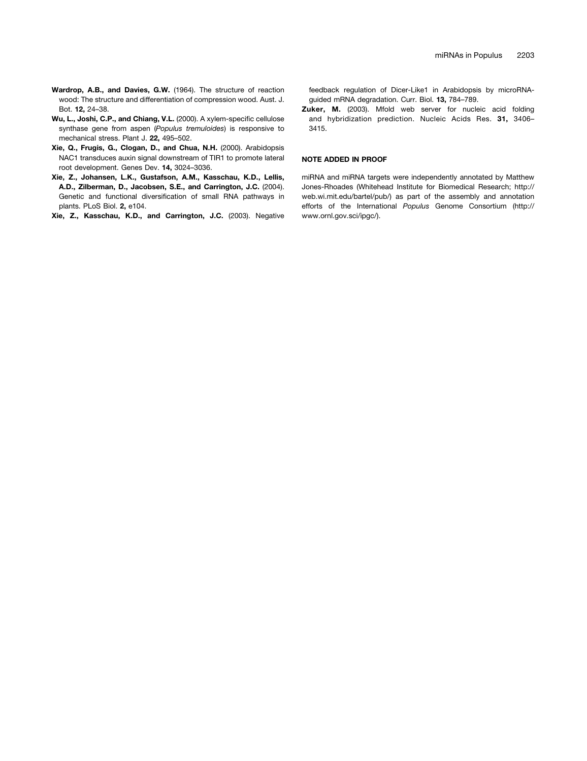**Wardrop, A.B., and Davies, G.W.** (1964). The structure of reaction wood: The structure and differentiation of compression wood. Aust. J. Bot. **12,** 24–38.

**Wu, L., Joshi, C.P., and Chiang, V.L.** (2000). A xylem-specific cellulose synthase gene from aspen (*Populus tremuloides*) is responsive to mechanical stress. Plant J. **22,** 495–502.

**Xie, Q., Frugis, G., Clogan, D., and Chua, N.H.** (2000). Arabidopsis NAC1 transduces auxin signal downstream of TIR1 to promote lateral root development. Genes Dev. **14,** 3024–3036.

**Xie, Z., Johansen, L.K., Gustafson, A.M., Kasschau, K.D., Lellis, A.D., Zilberman, D., Jacobsen, S.E., and Carrington, J.C.** (2004). Genetic and functional diversification of small RNA pathways in plants. PLoS Biol. **2,** e104.

**Xie, Z., Kasschau, K.D., and Carrington, J.C.** (2003). Negative feedback regulation of Dicer-Like1 in Arabidopsis by microRNA-guided mRNA degradation. Curr. Biol. **13,** 784–789.

**Zuker, M.** (2003). Mfold web server for nucleic acid folding and hybridization prediction. Nucleic Acids Res. **31,** 3406–3415.

## NOTE ADDED IN PROOF

miRNA and miRNA targets were independently annotated by Matthew Jones-Rhoades (Whitehead Institute for Biomedical Research; http://web.wi.mit.edu/bartel/pub/) as part of the assembly and annotation efforts of the International *Populus* Genome Consortium (http://www.ornl.gov.sci/ipgc/).